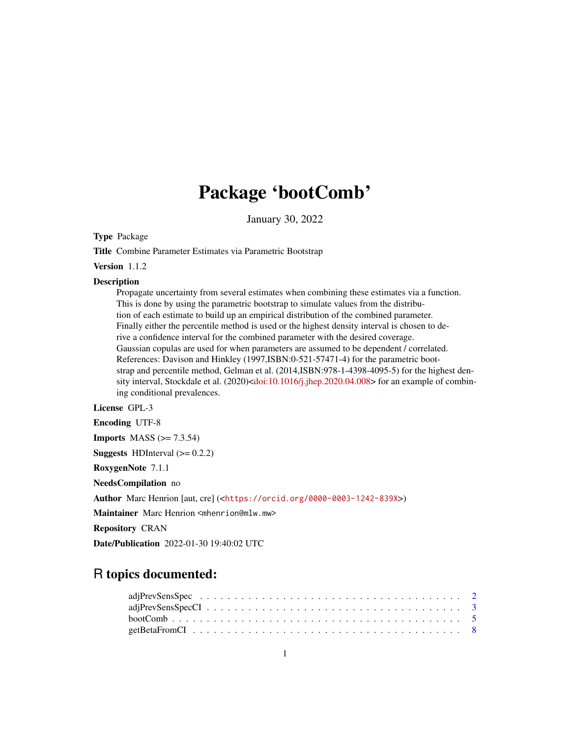# Package 'bootComb'

January 30, 2022

**Type** Package

**Title** Combine Parameter Estimates via Parametric Bootstrap

**Version** 1.1.2

**Description**
Propagate uncertainty from several estimates when combining these estimates via a function. This is done by using the parametric bootstrap to simulate values from the distribution of each estimate to build up an empirical distribution of the combined parameter. Finally either the percentile method is used or the highest density interval is chosen to derive a confidence interval for the combined parameter with the desired coverage. Gaussian copulas are used for when parameters are assumed to be dependent / correlated. References: Davison and Hinkley (1997,ISBN:0-521-57471-4) for the parametric bootstrap and percentile method, Gelman et al. (2014,ISBN:978-1-4398-4095-5) for the highest density interval, Stockdale et al. (2020)<doi:10.1016/j.jhep.2020.04.008> for an example of combining conditional prevalences.

**License** GPL-3

**Encoding** UTF-8

**Imports** MASS (>= 7.3.54)

**Suggests** HDInterval (>= 0.2.2)

**RoxygenNote** 7.1.1

**NeedsCompilation** no

**Author** Marc Henrion [aut, cre] (<https://orcid.org/0000-0003-1242-839X>)

**Maintainer** Marc Henrion <mhenrion@mlw.mw>

**Repository** CRAN

**Date/Publication** 2022-01-30 19:40:02 UTC

## R topics documented:

adjPrevSensSpec . . . . . . . . . . . . . . . . . . . . . . . . . . . . . . . . . . . . . 2
adjPrevSensSpecCI . . . . . . . . . . . . . . . . . . . . . . . . . . . . . . . . . . . 3
bootComb . . . . . . . . . . . . . . . . . . . . . . . . . . . . . . . . . . . . . . . . 5
getBetaFromCI . . . . . . . . . . . . . . . . . . . . . . . . . . . . . . . . . . . . . 8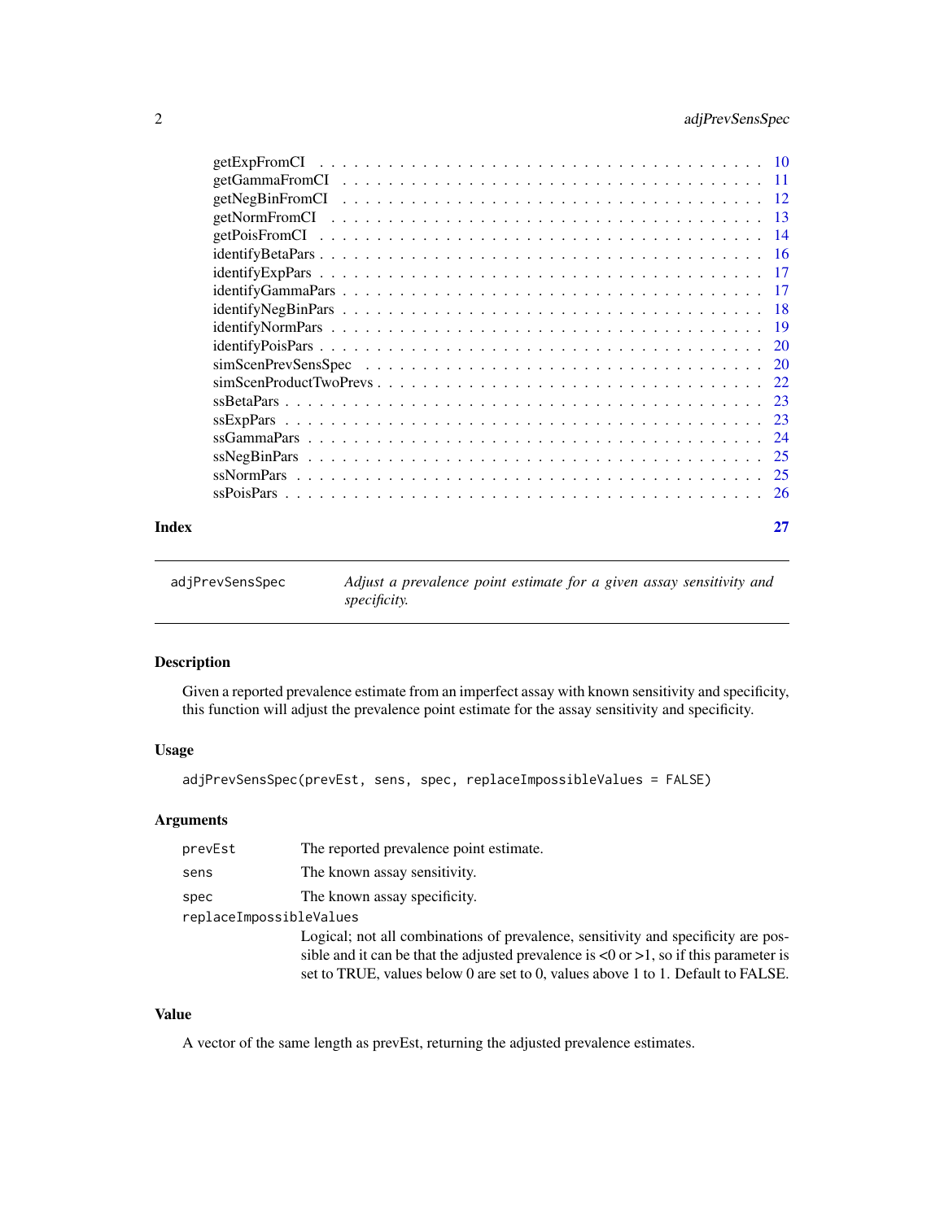| | |
|---|---|
| getExpFromCI | 10 |
| getGammaFromCI | 11 |
| getNegBinFromCI | 12 |
| getNormFromCI | 13 |
| getPoisFromCI | 14 |
| identifyBetaPars | 16 |
| identifyExpPars | 17 |
| identifyGammaPars | 17 |
| identifyNegBinPars | 18 |
| identifyNormPars | 19 |
| identifyPoisPars | 20 |
| simScenPrevSensSpec | 20 |
| simScenProductTwoPrevs | 22 |
| ssBetaPars | 23 |
| ssExpPars | 23 |
| ssGammaPars | 24 |
| ssNegBinPars | 25 |
| ssNormPars | 25 |
| ssPoisPars | 26 |

**Index** 27

---

`adjPrevSensSpec` *Adjust a prevalence point estimate for a given assay sensitivity and specificity.*

---

### Description

Given a reported prevalence estimate from an imperfect assay with known sensitivity and specificity, this function will adjust the prevalence point estimate for the assay sensitivity and specificity.

### Usage

```
adjPrevSensSpec(prevEst, sens, spec, replaceImpossibleValues = FALSE)
```

### Arguments

| | |
|---|---|
| `prevEst` | The reported prevalence point estimate. |
| `sens` | The known assay sensitivity. |
| `spec` | The known assay specificity. |
| `replaceImpossibleValues` | Logical; not all combinations of prevalence, sensitivity and specificity are possible and it can be that the adjusted prevalence is <0 or >1, so if this parameter is set to TRUE, values below 0 are set to 0, values above 1 to 1. Default to FALSE. |

### Value

A vector of the same length as prevEst, returning the adjusted prevalence estimates.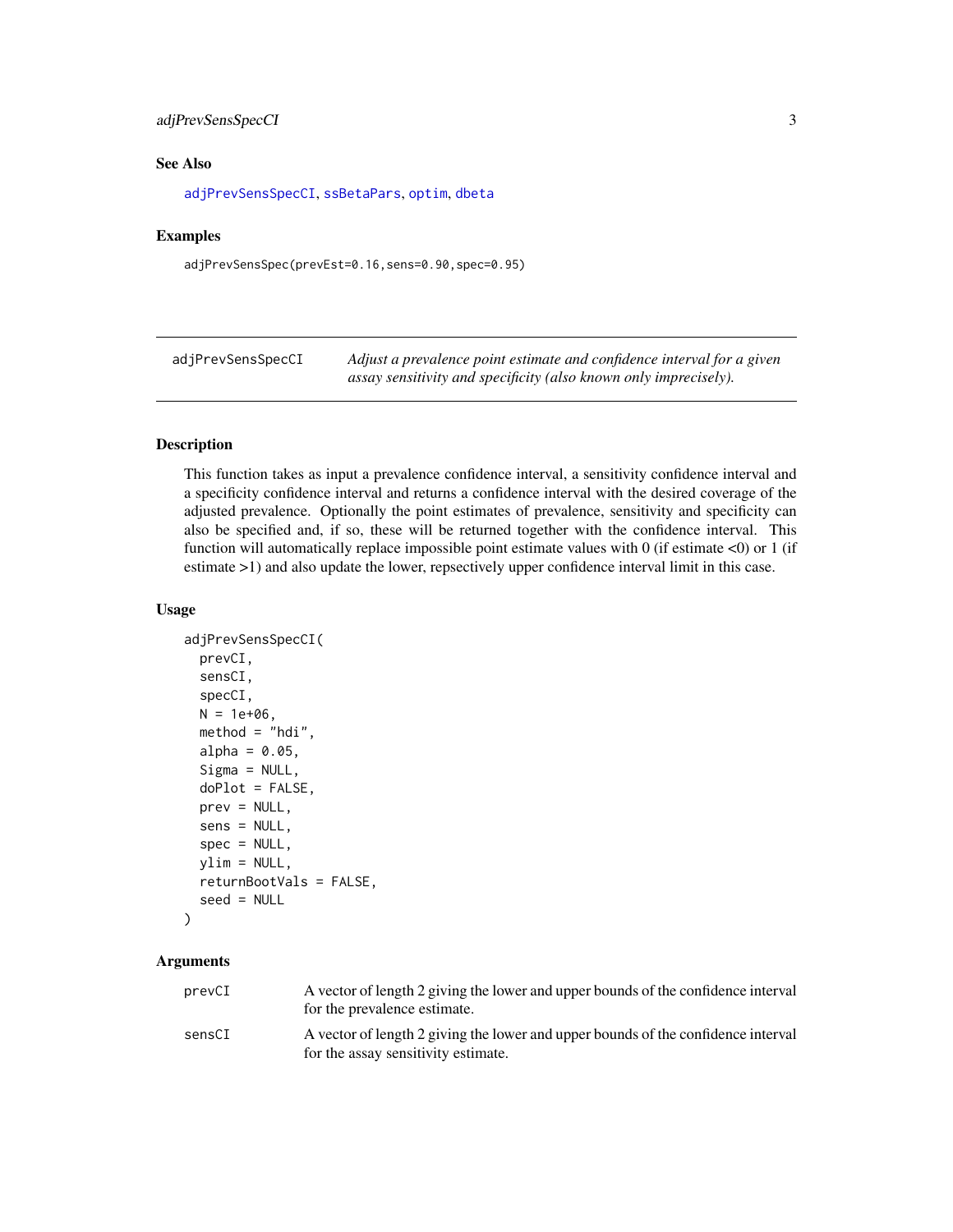### See Also

adjPrevSensSpecCI, ssBetaPars, optim, dbeta

### Examples

```
adjPrevSensSpec(prevEst=0.16,sens=0.90,spec=0.95)
```

---

## adjPrevSensSpecCI

*Adjust a prevalence point estimate and confidence interval for a given assay sensitivity and specificity (also known only imprecisely).*

---

### Description

This function takes as input a prevalence confidence interval, a sensitivity confidence interval and a specificity confidence interval and returns a confidence interval with the desired coverage of the adjusted prevalence. Optionally the point estimates of prevalence, sensitivity and specificity can also be specified and, if so, these will be returned together with the confidence interval. This function will automatically replace impossible point estimate values with 0 (if estimate <0) or 1 (if estimate >1) and also update the lower, repsectively upper confidence interval limit in this case.

### Usage

```
adjPrevSensSpecCI(
  prevCI,
  sensCI,
  specCI,
  N = 1e+06,
  method = "hdi",
  alpha = 0.05,
  Sigma = NULL,
  doPlot = FALSE,
  prev = NULL,
  sens = NULL,
  spec = NULL,
  ylim = NULL,
  returnBootVals = FALSE,
  seed = NULL
)
```

### Arguments

| | |
|---|---|
| prevCI | A vector of length 2 giving the lower and upper bounds of the confidence interval for the prevalence estimate. |
| sensCI | A vector of length 2 giving the lower and upper bounds of the confidence interval for the assay sensitivity estimate. |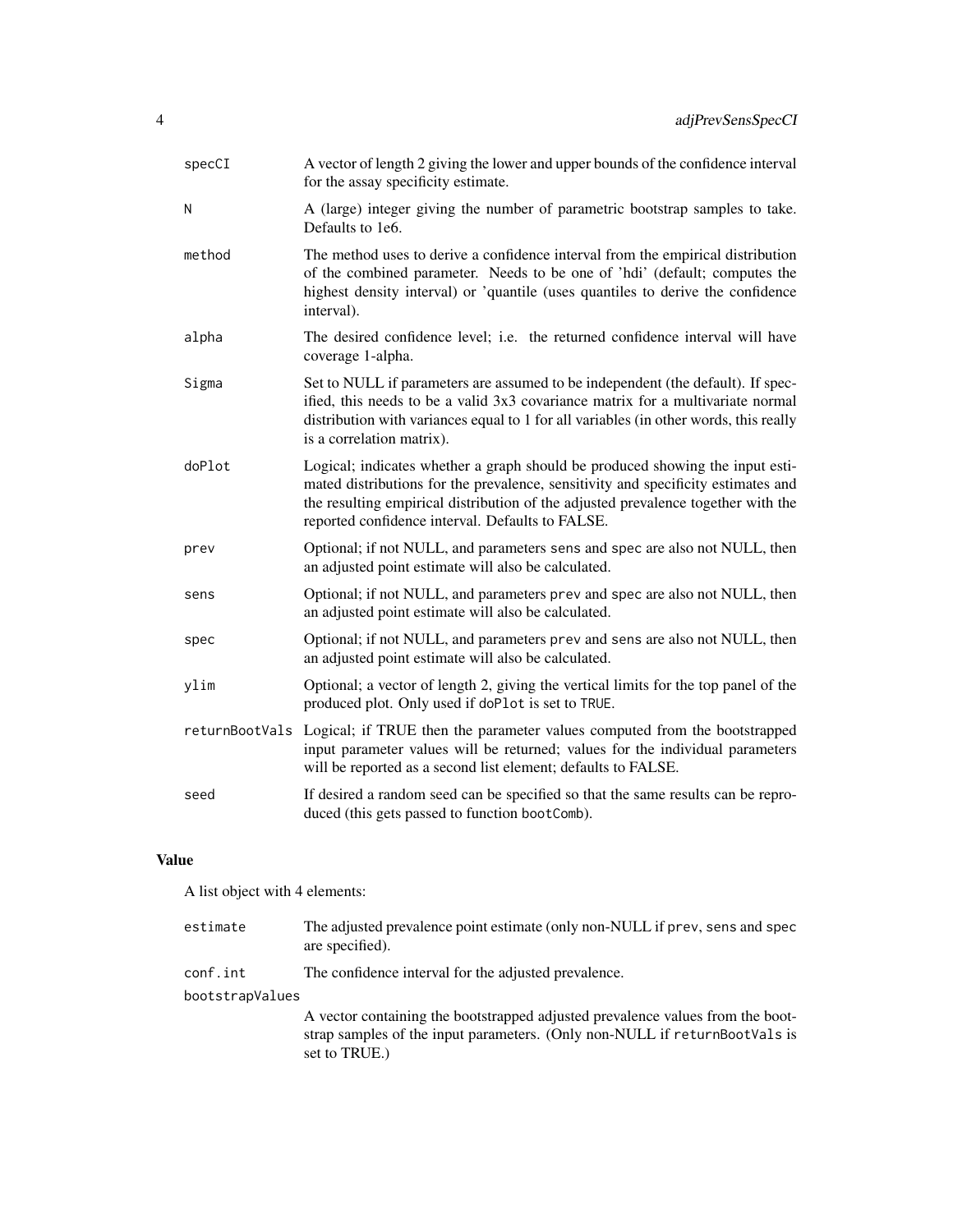specCI
: A vector of length 2 giving the lower and upper bounds of the confidence interval for the assay specificity estimate.

N
: A (large) integer giving the number of parametric bootstrap samples to take. Defaults to 1e6.

method
: The method uses to derive a confidence interval from the empirical distribution of the combined parameter. Needs to be one of 'hdi' (default; computes the highest density interval) or 'quantile (uses quantiles to derive the confidence interval).

alpha
: The desired confidence level; i.e. the returned confidence interval will have coverage 1-alpha.

Sigma
: Set to NULL if parameters are assumed to be independent (the default). If specified, this needs to be a valid 3x3 covariance matrix for a multivariate normal distribution with variances equal to 1 for all variables (in other words, this really is a correlation matrix).

doPlot
: Logical; indicates whether a graph should be produced showing the input estimated distributions for the prevalence, sensitivity and specificity estimates and the resulting empirical distribution of the adjusted prevalence together with the reported confidence interval. Defaults to FALSE.

prev
: Optional; if not NULL, and parameters `sens` and `spec` are also not NULL, then an adjusted point estimate will also be calculated.

sens
: Optional; if not NULL, and parameters `prev` and `spec` are also not NULL, then an adjusted point estimate will also be calculated.

spec
: Optional; if not NULL, and parameters `prev` and `sens` are also not NULL, then an adjusted point estimate will also be calculated.

ylim
: Optional; a vector of length 2, giving the vertical limits for the top panel of the produced plot. Only used if `doPlot` is set to `TRUE`.

returnBootVals
: Logical; if TRUE then the parameter values computed from the bootstrapped input parameter values will be returned; values for the individual parameters will be reported as a second list element; defaults to FALSE.

seed
: If desired a random seed can be specified so that the same results can be reproduced (this gets passed to function `bootComb`).

## Value

A list object with 4 elements:

estimate
: The adjusted prevalence point estimate (only non-NULL if `prev`, `sens` and `spec` are specified).

conf.int
: The confidence interval for the adjusted prevalence.

bootstrapValues
: A vector containing the bootstrapped adjusted prevalence values from the bootstrap samples of the input parameters. (Only non-NULL if `returnBootVals` is set to TRUE.)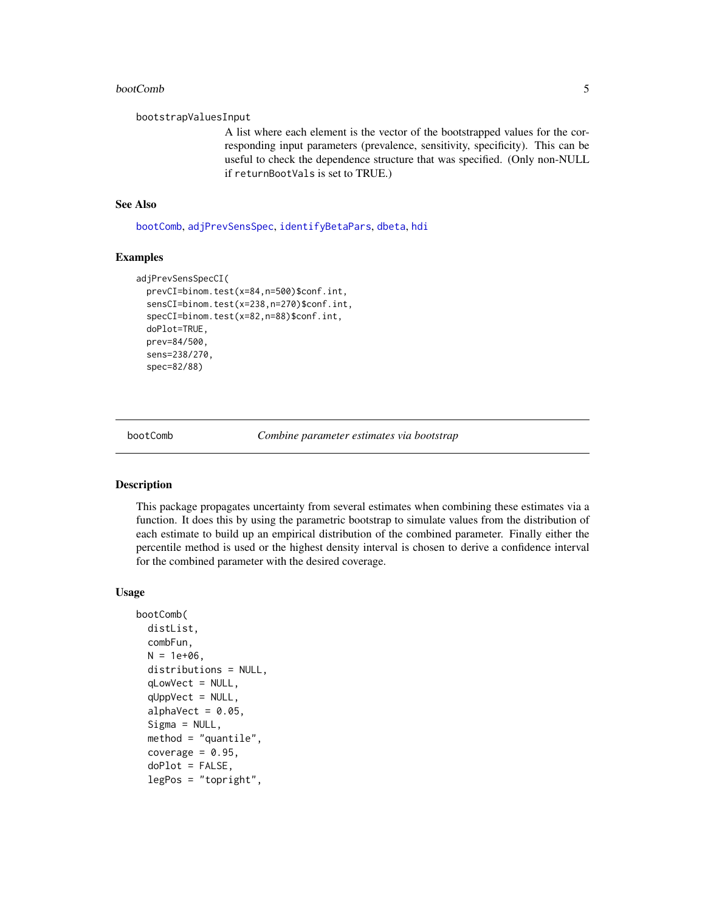bootstrapValuesInput
: A list where each element is the vector of the bootstrapped values for the corresponding input parameters (prevalence, sensitivity, specificity). This can be useful to check the dependence structure that was specified. (Only non-NULL if `returnBootVals` is set to TRUE.)

### See Also

bootComb, adjPrevSensSpec, identifyBetaPars, dbeta, hdi

### Examples

```
adjPrevSensSpecCI(
  prevCI=binom.test(x=84,n=500)$conf.int,
  sensCI=binom.test(x=238,n=270)$conf.int,
  specCI=binom.test(x=82,n=88)$conf.int,
  doPlot=TRUE,
  prev=84/500,
  sens=238/270,
  spec=82/88)
```

---

## bootComb *Combine parameter estimates via bootstrap*

### Description

This package propagates uncertainty from several estimates when combining these estimates via a function. It does this by using the parametric bootstrap to simulate values from the distribution of each estimate to build up an empirical distribution of the combined parameter. Finally either the percentile method is used or the highest density interval is chosen to derive a confidence interval for the combined parameter with the desired coverage.

### Usage

```
bootComb(
  distList,
  combFun,
  N = 1e+06,
  distributions = NULL,
  qLowVect = NULL,
  qUppVect = NULL,
  alphaVect = 0.05,
  Sigma = NULL,
  method = "quantile",
  coverage = 0.95,
  doPlot = FALSE,
  legPos = "topright",
```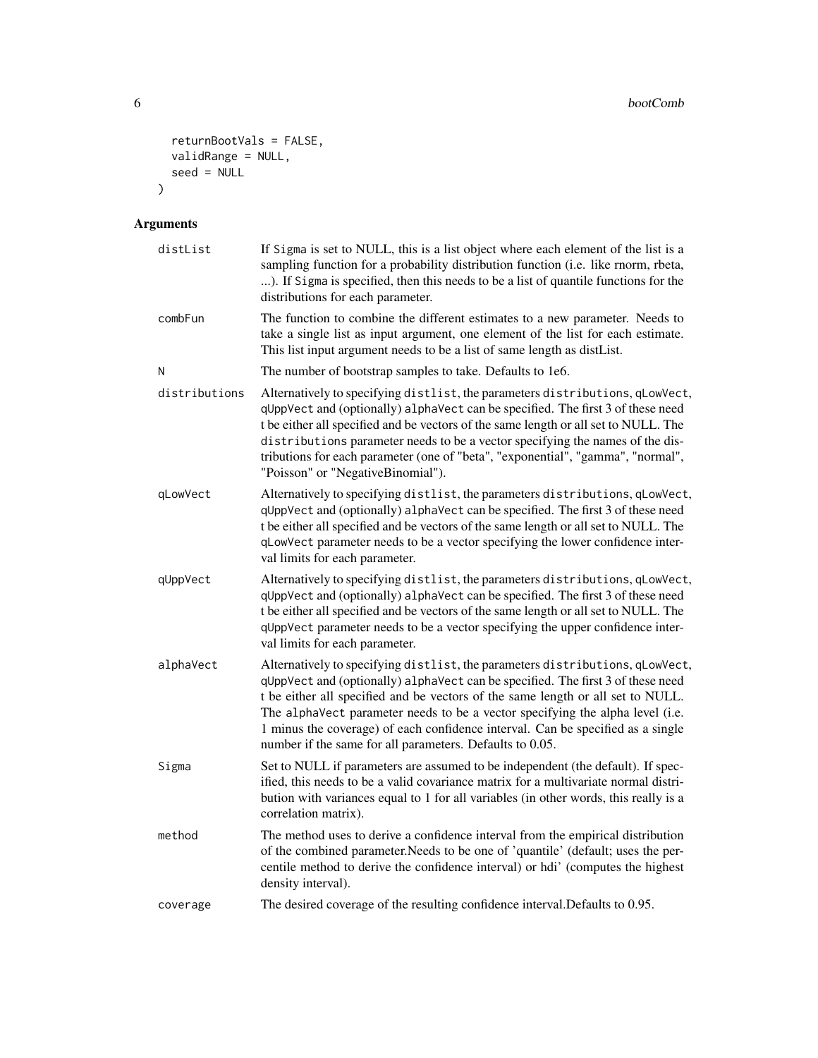```
  returnBootVals = FALSE,
  validRange = NULL,
  seed = NULL
)
```

## Arguments

| | |
|---|---|
| distList | If Sigma is set to NULL, this is a list object where each element of the list is a sampling function for a probability distribution function (i.e. like rnorm, rbeta, ...). If Sigma is specified, then this needs to be a list of quantile functions for the distributions for each parameter. |
| combFun | The function to combine the different estimates to a new parameter. Needs to take a single list as input argument, one element of the list for each estimate. This list input argument needs to be a list of same length as distList. |
| N | The number of bootstrap samples to take. Defaults to 1e6. |
| distributions | Alternatively to specifying distlist, the parameters distributions, qLowVect, qUppVect and (optionally) alphaVect can be specified. The first 3 of these need t be either all specified and be vectors of the same length or all set to NULL. The distributions parameter needs to be a vector specifying the names of the distributions for each parameter (one of "beta", "exponential", "gamma", "normal", "Poisson" or "NegativeBinomial"). |
| qLowVect | Alternatively to specifying distlist, the parameters distributions, qLowVect, qUppVect and (optionally) alphaVect can be specified. The first 3 of these need t be either all specified and be vectors of the same length or all set to NULL. The qLowVect parameter needs to be a vector specifying the lower confidence interval limits for each parameter. |
| qUppVect | Alternatively to specifying distlist, the parameters distributions, qLowVect, qUppVect and (optionally) alphaVect can be specified. The first 3 of these need t be either all specified and be vectors of the same length or all set to NULL. The qUppVect parameter needs to be a vector specifying the upper confidence interval limits for each parameter. |
| alphaVect | Alternatively to specifying distlist, the parameters distributions, qLowVect, qUppVect and (optionally) alphaVect can be specified. The first 3 of these need t be either all specified and be vectors of the same length or all set to NULL. The alphaVect parameter needs to be a vector specifying the alpha level (i.e. 1 minus the coverage) of each confidence interval. Can be specified as a single number if the same for all parameters. Defaults to 0.05. |
| Sigma | Set to NULL if parameters are assumed to be independent (the default). If specified, this needs to be a valid covariance matrix for a multivariate normal distribution with variances equal to 1 for all variables (in other words, this really is a correlation matrix). |
| method | The method uses to derive a confidence interval from the empirical distribution of the combined parameter.Needs to be one of 'quantile' (default; uses the percentile method to derive the confidence interval) or hdi' (computes the highest density interval). |
| coverage | The desired coverage of the resulting confidence interval.Defaults to 0.95. |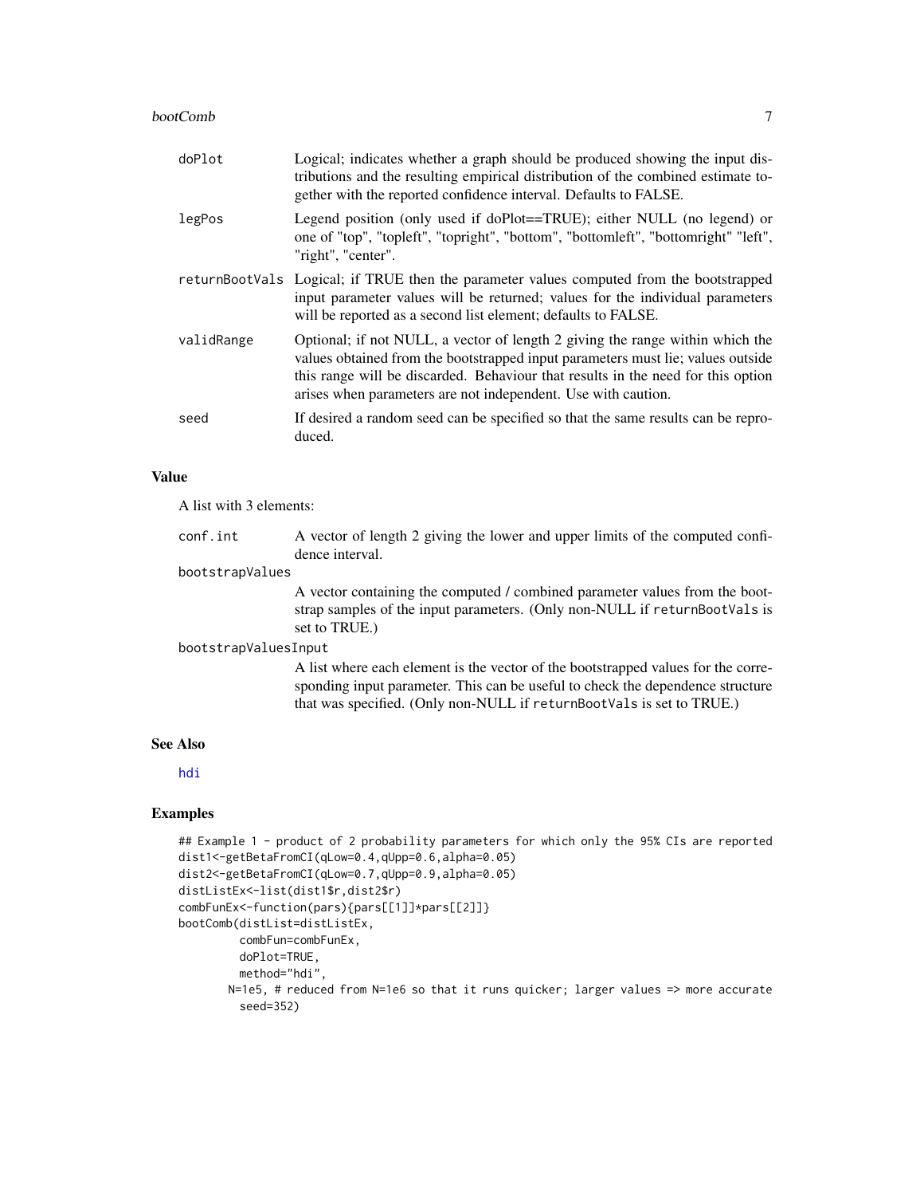| | |
|---|---|
| doPlot | Logical; indicates whether a graph should be produced showing the input distributions and the resulting empirical distribution of the combined estimate together with the reported confidence interval. Defaults to FALSE. |
| legPos | Legend position (only used if doPlot==TRUE); either NULL (no legend) or one of "top", "topleft", "topright", "bottom", "bottomleft", "bottomright" "left", "right", "center". |
| returnBootVals | Logical; if TRUE then the parameter values computed from the bootstrapped input parameter values will be returned; values for the individual parameters will be reported as a second list element; defaults to FALSE. |
| validRange | Optional; if not NULL, a vector of length 2 giving the range within which the values obtained from the bootstrapped input parameters must lie; values outside this range will be discarded. Behaviour that results in the need for this option arises when parameters are not independent. Use with caution. |
| seed | If desired a random seed can be specified so that the same results can be reproduced. |

## Value

A list with 3 elements:

| | |
|---|---|
| conf.int | A vector of length 2 giving the lower and upper limits of the computed confidence interval. |
| bootstrapValues | A vector containing the computed / combined parameter values from the bootstrap samples of the input parameters. (Only non-NULL if returnBootVals is set to TRUE.) |
| bootstrapValuesInput | A list where each element is the vector of the bootstrapped values for the corresponding input parameter. This can be useful to check the dependence structure that was specified. (Only non-NULL if returnBootVals is set to TRUE.) |

## See Also

hdi

## Examples

```
## Example 1 - product of 2 probability parameters for which only the 95% CIs are reported
dist1<-getBetaFromCI(qLow=0.4,qUpp=0.6,alpha=0.05)
dist2<-getBetaFromCI(qLow=0.7,qUpp=0.9,alpha=0.05)
distListEx<-list(dist1$r,dist2$r)
combFunEx<-function(pars){pars[[1]]*pars[[2]]}
bootComb(distList=distListEx,
         combFun=combFunEx,
         doPlot=TRUE,
         method="hdi",
       N=1e5, # reduced from N=1e6 so that it runs quicker; larger values => more accurate
         seed=352)
```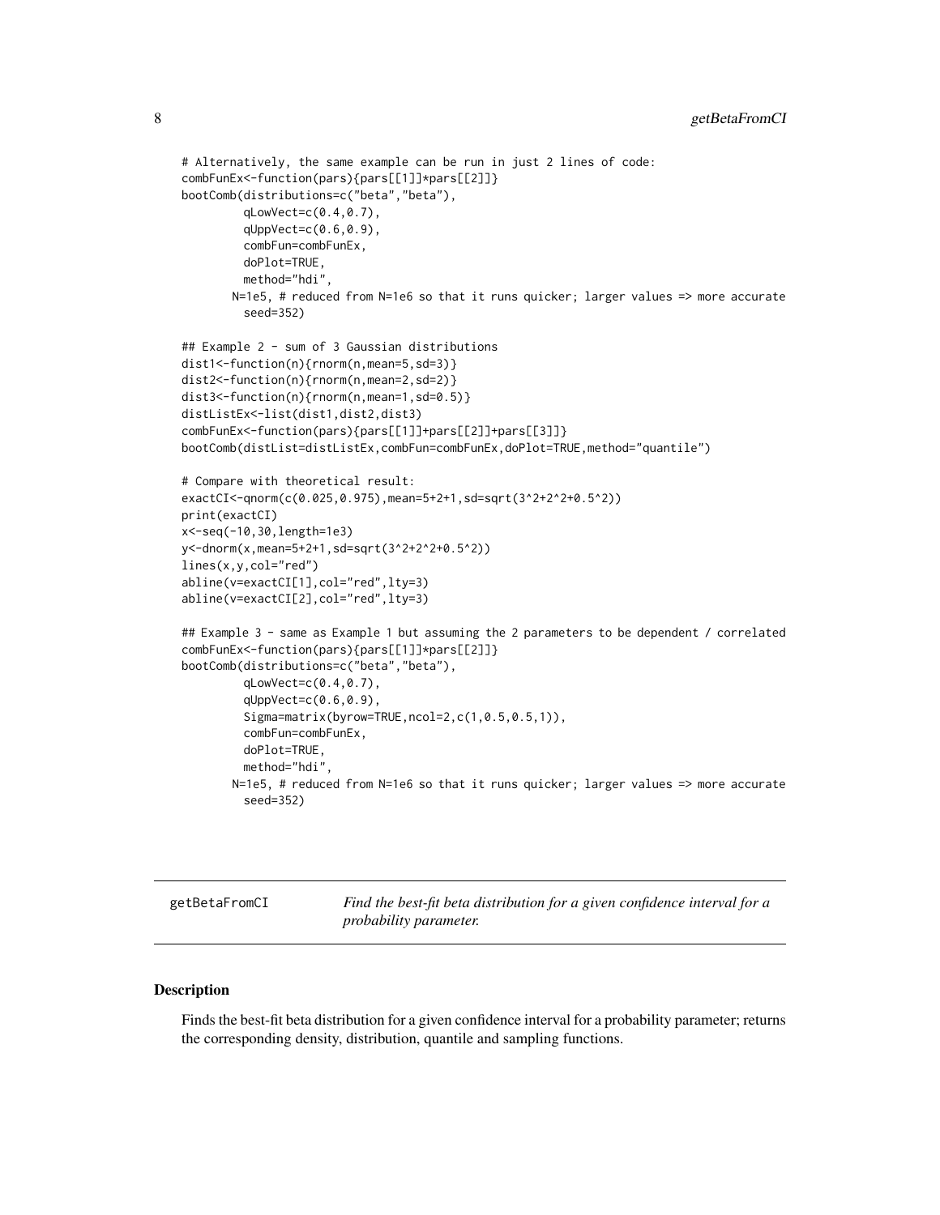```
# Alternatively, the same example can be run in just 2 lines of code:
combFunEx<-function(pars){pars[[1]]*pars[[2]]}
bootComb(distributions=c("beta","beta"),
         qLowVect=c(0.4,0.7),
         qUppVect=c(0.6,0.9),
         combFun=combFunEx,
         doPlot=TRUE,
         method="hdi",
        N=1e5, # reduced from N=1e6 so that it runs quicker; larger values => more accurate
         seed=352)

## Example 2 - sum of 3 Gaussian distributions
dist1<-function(n){rnorm(n,mean=5,sd=3)}
dist2<-function(n){rnorm(n,mean=2,sd=2)}
dist3<-function(n){rnorm(n,mean=1,sd=0.5)}
distListEx<-list(dist1,dist2,dist3)
combFunEx<-function(pars){pars[[1]]+pars[[2]]+pars[[3]]}
bootComb(distList=distListEx,combFun=combFunEx,doPlot=TRUE,method="quantile")

# Compare with theoretical result:
exactCI<-qnorm(c(0.025,0.975),mean=5+2+1,sd=sqrt(3^2+2^2+0.5^2))
print(exactCI)
x<-seq(-10,30,length=1e3)
y<-dnorm(x,mean=5+2+1,sd=sqrt(3^2+2^2+0.5^2))
lines(x,y,col="red")
abline(v=exactCI[1],col="red",lty=3)
abline(v=exactCI[2],col="red",lty=3)

## Example 3 - same as Example 1 but assuming the 2 parameters to be dependent / correlated
combFunEx<-function(pars){pars[[1]]*pars[[2]]}
bootComb(distributions=c("beta","beta"),
         qLowVect=c(0.4,0.7),
         qUppVect=c(0.6,0.9),
         Sigma=matrix(byrow=TRUE,ncol=2,c(1,0.5,0.5,1)),
         combFun=combFunEx,
         doPlot=TRUE,
         method="hdi",
        N=1e5, # reduced from N=1e6 so that it runs quicker; larger values => more accurate
         seed=352)
```

---

`getBetaFromCI` *Find the best-fit beta distribution for a given confidence interval for a probability parameter.*

---

### Description

Finds the best-fit beta distribution for a given confidence interval for a probability parameter; returns the corresponding density, distribution, quantile and sampling functions.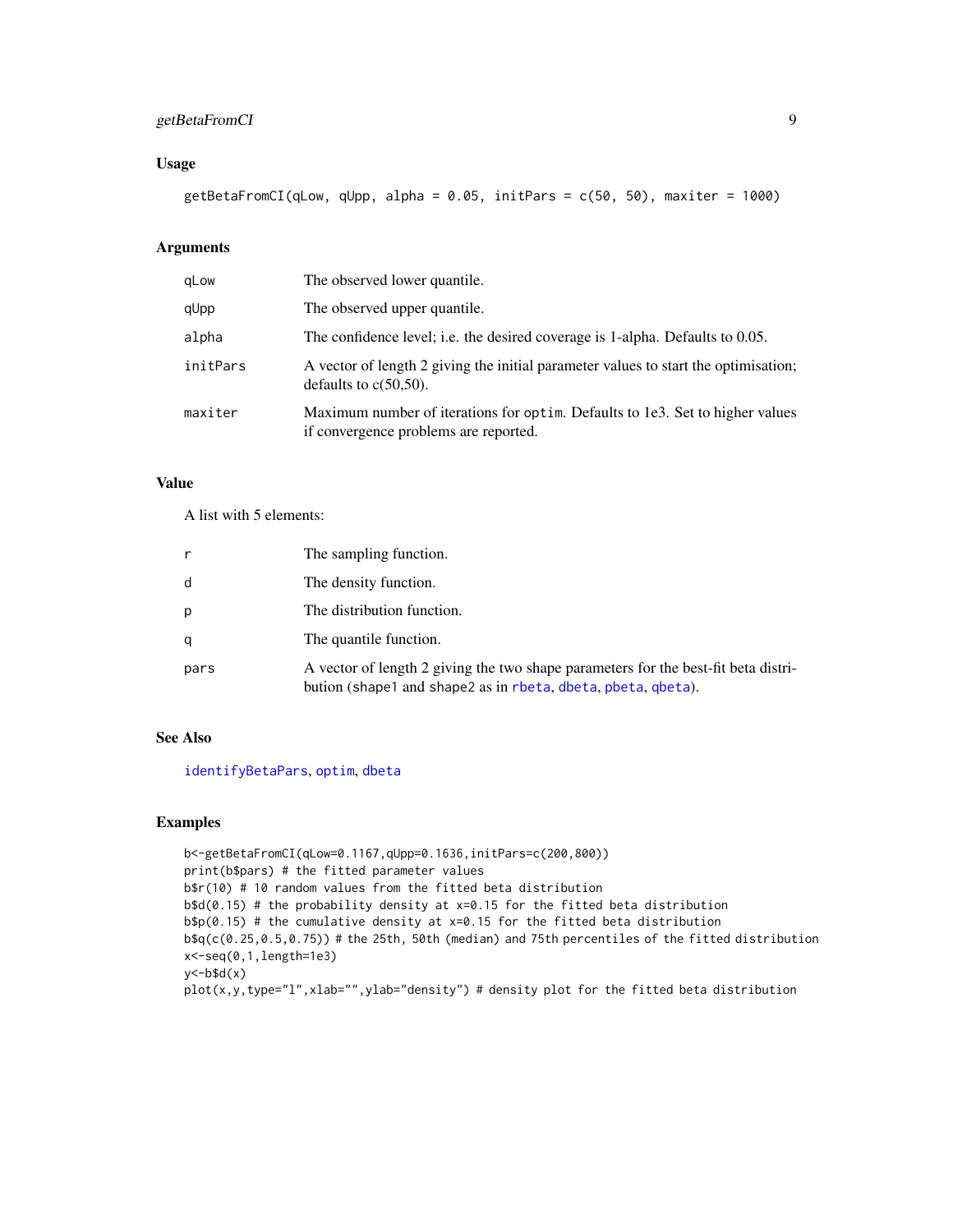### Usage

```
getBetaFromCI(qLow, qUpp, alpha = 0.05, initPars = c(50, 50), maxiter = 1000)
```

### Arguments

| | |
|---|---|
| qLow | The observed lower quantile. |
| qUpp | The observed upper quantile. |
| alpha | The confidence level; i.e. the desired coverage is 1-alpha. Defaults to 0.05. |
| initPars | A vector of length 2 giving the initial parameter values to start the optimisation; defaults to c(50,50). |
| maxiter | Maximum number of iterations for `optim`. Defaults to 1e3. Set to higher values if convergence problems are reported. |

### Value

A list with 5 elements:

| | |
|---|---|
| r | The sampling function. |
| d | The density function. |
| p | The distribution function. |
| q | The quantile function. |
| pars | A vector of length 2 giving the two shape parameters for the best-fit beta distribution (shape1 and shape2 as in `rbeta`, `dbeta`, `pbeta`, `qbeta`). |

### See Also

`identifyBetaPars`, `optim`, `dbeta`

### Examples

```
b<-getBetaFromCI(qLow=0.1167,qUpp=0.1636,initPars=c(200,800))
print(b$pars) # the fitted parameter values
b$r(10) # 10 random values from the fitted beta distribution
b$d(0.15) # the probability density at x=0.15 for the fitted beta distribution
b$p(0.15) # the cumulative density at x=0.15 for the fitted beta distribution
b$q(c(0.25,0.5,0.75)) # the 25th, 50th (median) and 75th percentiles of the fitted distribution
x<-seq(0,1,length=1e3)
y<-b$d(x)
plot(x,y,type="l",xlab="",ylab="density") # density plot for the fitted beta distribution
```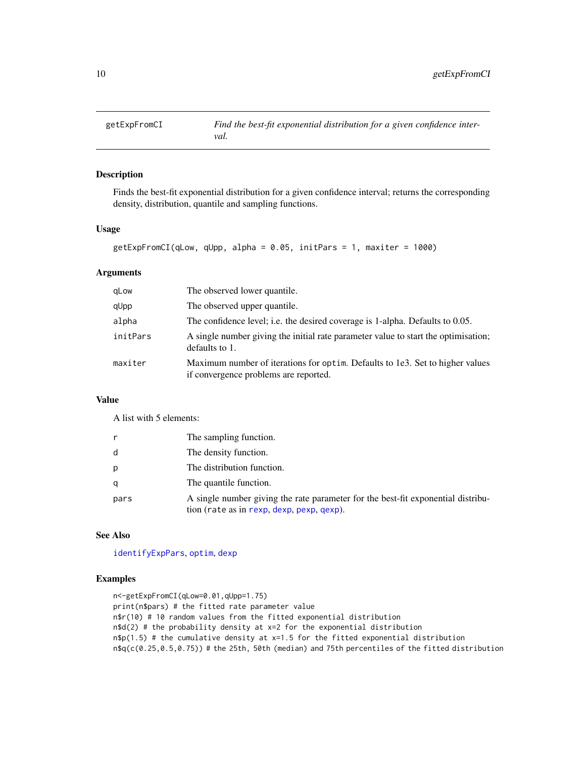## getExpFromCI

*Find the best-fit exponential distribution for a given confidence interval.*

### Description

Finds the best-fit exponential distribution for a given confidence interval; returns the corresponding density, distribution, quantile and sampling functions.

### Usage

```
getExpFromCI(qLow, qUpp, alpha = 0.05, initPars = 1, maxiter = 1000)
```

### Arguments

| | |
|---|---|
| qLow | The observed lower quantile. |
| qUpp | The observed upper quantile. |
| alpha | The confidence level; i.e. the desired coverage is 1-alpha. Defaults to 0.05. |
| initPars | A single number giving the initial rate parameter value to start the optimisation; defaults to 1. |
| maxiter | Maximum number of iterations for optim. Defaults to 1e3. Set to higher values if convergence problems are reported. |

### Value

A list with 5 elements:

| | |
|---|---|
| r | The sampling function. |
| d | The density function. |
| p | The distribution function. |
| q | The quantile function. |
| pars | A single number giving the rate parameter for the best-fit exponential distribution (rate as in rexp, dexp, pexp, qexp). |

### See Also

identifyExpPars, optim, dexp

### Examples

```
n<-getExpFromCI(qLow=0.01,qUpp=1.75)
print(n$pars) # the fitted rate parameter value
n$r(10) # 10 random values from the fitted exponential distribution
n$d(2) # the probability density at x=2 for the exponential distribution
n$p(1.5) # the cumulative density at x=1.5 for the fitted exponential distribution
n$q(c(0.25,0.5,0.75)) # the 25th, 50th (median) and 75th percentiles of the fitted distribution
```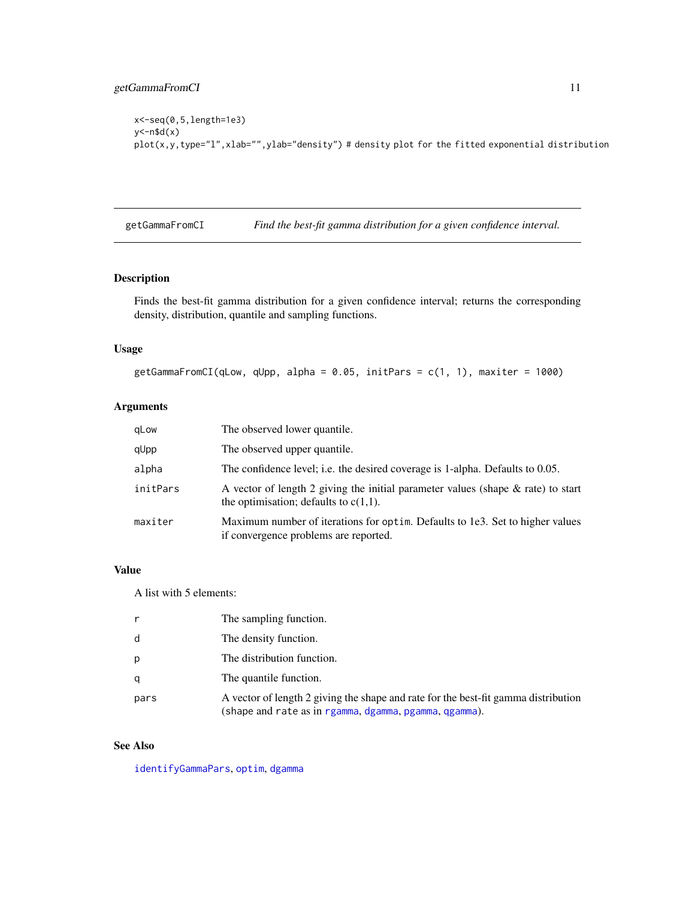```
x<-seq(0,5,length=1e3)
y<-n$d(x)
plot(x,y,type="l",xlab="",ylab="density") # density plot for the fitted exponential distribution
```

## getGammaFromCI — *Find the best-fit gamma distribution for a given confidence interval.*

### Description

Finds the best-fit gamma distribution for a given confidence interval; returns the corresponding density, distribution, quantile and sampling functions.

### Usage

```
getGammaFromCI(qLow, qUpp, alpha = 0.05, initPars = c(1, 1), maxiter = 1000)
```

### Arguments

| | |
|---|---|
| `qLow` | The observed lower quantile. |
| `qUpp` | The observed upper quantile. |
| `alpha` | The confidence level; i.e. the desired coverage is 1-alpha. Defaults to 0.05. |
| `initPars` | A vector of length 2 giving the initial parameter values (shape & rate) to start the optimisation; defaults to c(1,1). |
| `maxiter` | Maximum number of iterations for `optim`. Defaults to 1e3. Set to higher values if convergence problems are reported. |

### Value

A list with 5 elements:

| | |
|---|---|
| `r` | The sampling function. |
| `d` | The density function. |
| `p` | The distribution function. |
| `q` | The quantile function. |
| `pars` | A vector of length 2 giving the shape and rate for the best-fit gamma distribution (`shape` and `rate` as in `rgamma`, `dgamma`, `pgamma`, `qgamma`). |

### See Also

`identifyGammaPars`, `optim`, `dgamma`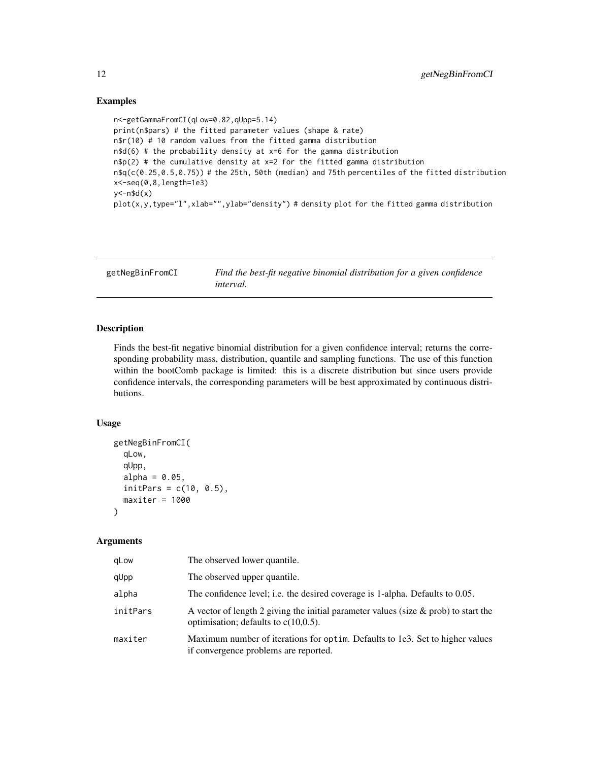## Examples

```
n<-getGammaFromCI(qLow=0.82,qUpp=5.14)
print(n$pars) # the fitted parameter values (shape & rate)
n$r(10) # 10 random values from the fitted gamma distribution
n$d(6) # the probability density at x=6 for the gamma distribution
n$p(2) # the cumulative density at x=2 for the fitted gamma distribution
n$q(c(0.25,0.5,0.75)) # the 25th, 50th (median) and 75th percentiles of the fitted distribution
x<-seq(0,8,length=1e3)
y<-n$d(x)
plot(x,y,type="l",xlab="",ylab="density") # density plot for the fitted gamma distribution
```

---

# getNegBinFromCI — *Find the best-fit negative binomial distribution for a given confidence interval.*

---

## Description

Finds the best-fit negative binomial distribution for a given confidence interval; returns the corresponding probability mass, distribution, quantile and sampling functions. The use of this function within the bootComb package is limited: this is a discrete distribution but since users provide confidence intervals, the corresponding parameters will be best approximated by continuous distributions.

## Usage

```
getNegBinFromCI(
  qLow,
  qUpp,
  alpha = 0.05,
  initPars = c(10, 0.5),
  maxiter = 1000
)
```

## Arguments

| | |
|---|---|
| qLow | The observed lower quantile. |
| qUpp | The observed upper quantile. |
| alpha | The confidence level; i.e. the desired coverage is 1-alpha. Defaults to 0.05. |
| initPars | A vector of length 2 giving the initial parameter values (size & prob) to start the optimisation; defaults to c(10,0.5). |
| maxiter | Maximum number of iterations for optim. Defaults to 1e3. Set to higher values if convergence problems are reported. |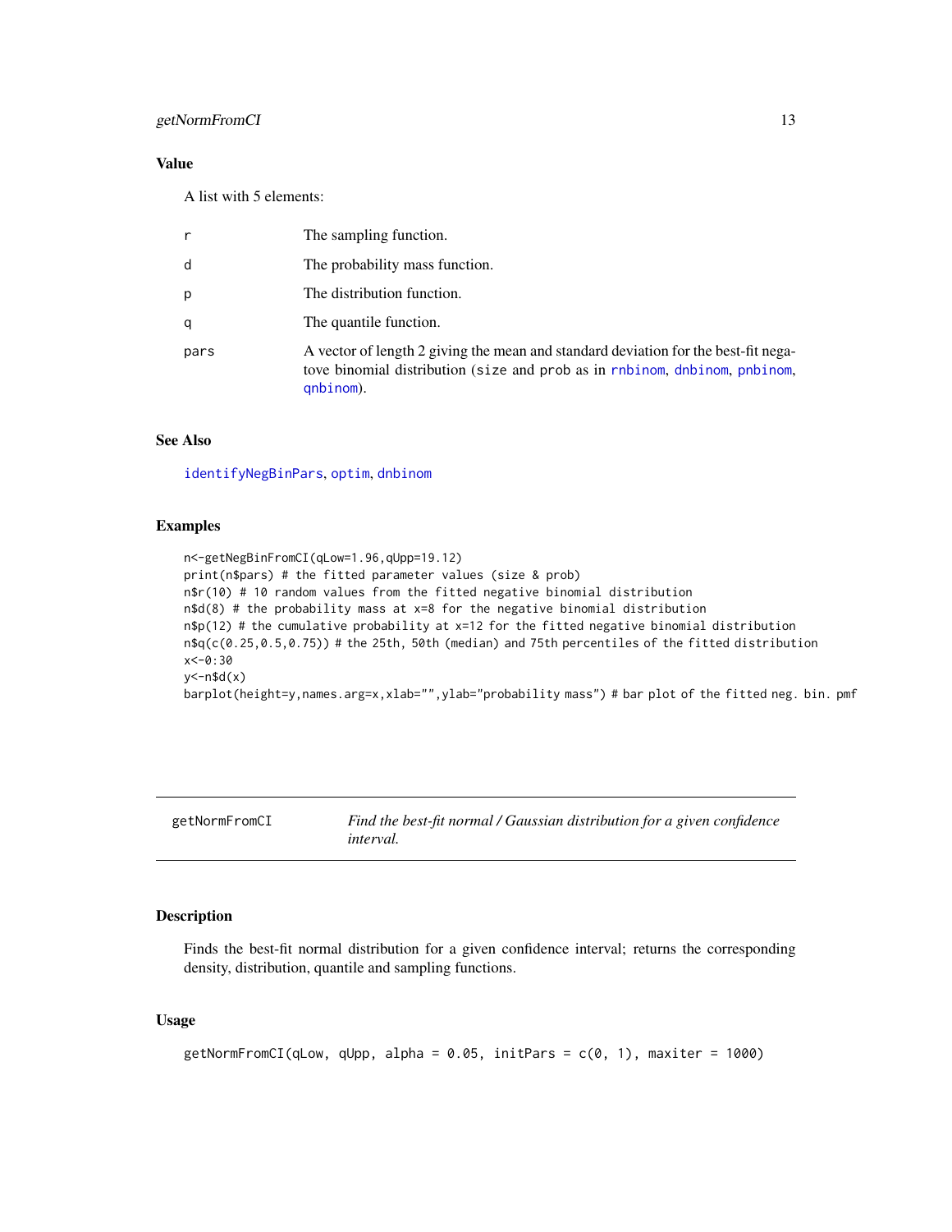### Value

A list with 5 elements:

| | |
|---|---|
| r | The sampling function. |
| d | The probability mass function. |
| p | The distribution function. |
| q | The quantile function. |
| pars | A vector of length 2 giving the mean and standard deviation for the best-fit negatove binomial distribution (size and prob as in rnbinom, dnbinom, pnbinom, qnbinom). |

### See Also

identifyNegBinPars, optim, dnbinom

### Examples

```
n<-getNegBinFromCI(qLow=1.96,qUpp=19.12)
print(n$pars) # the fitted parameter values (size & prob)
n$r(10) # 10 random values from the fitted negative binomial distribution
n$d(8) # the probability mass at x=8 for the negative binomial distribution
n$p(12) # the cumulative probability at x=12 for the fitted negative binomial distribution
n$q(c(0.25,0.5,0.75)) # the 25th, 50th (median) and 75th percentiles of the fitted distribution
x<-0:30
y<-n$d(x)
barplot(height=y,names.arg=x,xlab="",ylab="probability mass") # bar plot of the fitted neg. bin. pmf
```

---

## getNormFromCI — *Find the best-fit normal / Gaussian distribution for a given confidence interval.*

### Description

Finds the best-fit normal distribution for a given confidence interval; returns the corresponding density, distribution, quantile and sampling functions.

### Usage

```
getNormFromCI(qLow, qUpp, alpha = 0.05, initPars = c(0, 1), maxiter = 1000)
```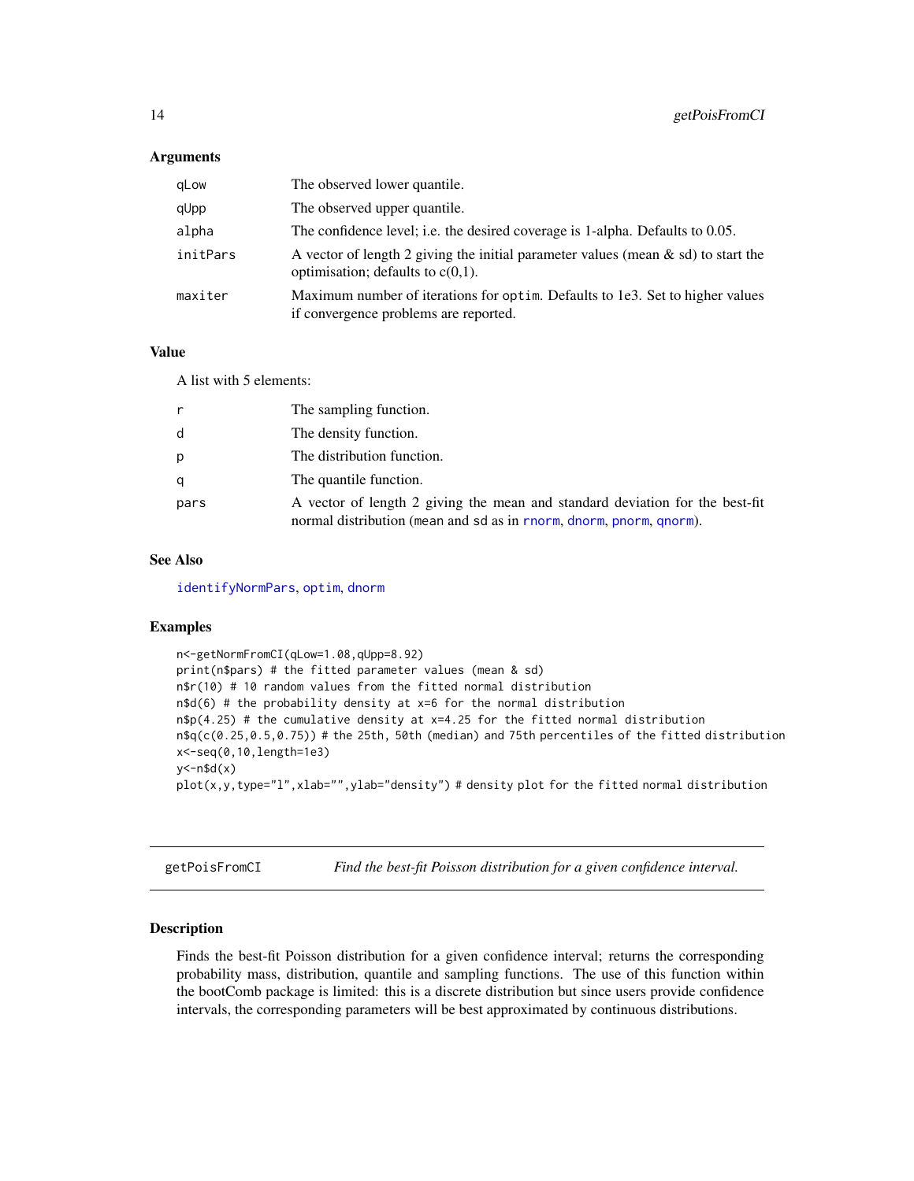### Arguments

| | |
|---|---|
| qLow | The observed lower quantile. |
| qUpp | The observed upper quantile. |
| alpha | The confidence level; i.e. the desired coverage is 1-alpha. Defaults to 0.05. |
| initPars | A vector of length 2 giving the initial parameter values (mean & sd) to start the optimisation; defaults to c(0,1). |
| maxiter | Maximum number of iterations for `optim`. Defaults to 1e3. Set to higher values if convergence problems are reported. |

### Value

A list with 5 elements:

| | |
|---|---|
| r | The sampling function. |
| d | The density function. |
| p | The distribution function. |
| q | The quantile function. |
| pars | A vector of length 2 giving the mean and standard deviation for the best-fit normal distribution (`mean` and `sd` as in `rnorm`, `dnorm`, `pnorm`, `qnorm`). |

### See Also

`identifyNormPars`, `optim`, `dnorm`

### Examples

```
n<-getNormFromCI(qLow=1.08,qUpp=8.92)
print(n$pars) # the fitted parameter values (mean & sd)
n$r(10) # 10 random values from the fitted normal distribution
n$d(6) # the probability density at x=6 for the normal distribution
n$p(4.25) # the cumulative density at x=4.25 for the fitted normal distribution
n$q(c(0.25,0.5,0.75)) # the 25th, 50th (median) and 75th percentiles of the fitted distribution
x<-seq(0,10,length=1e3)
y<-n$d(x)
plot(x,y,type="l",xlab="",ylab="density") # density plot for the fitted normal distribution
```

---

## getPoisFromCI — *Find the best-fit Poisson distribution for a given confidence interval.*

### Description

Finds the best-fit Poisson distribution for a given confidence interval; returns the corresponding probability mass, distribution, quantile and sampling functions. The use of this function within the bootComb package is limited: this is a discrete distribution but since users provide confidence intervals, the corresponding parameters will be best approximated by continuous distributions.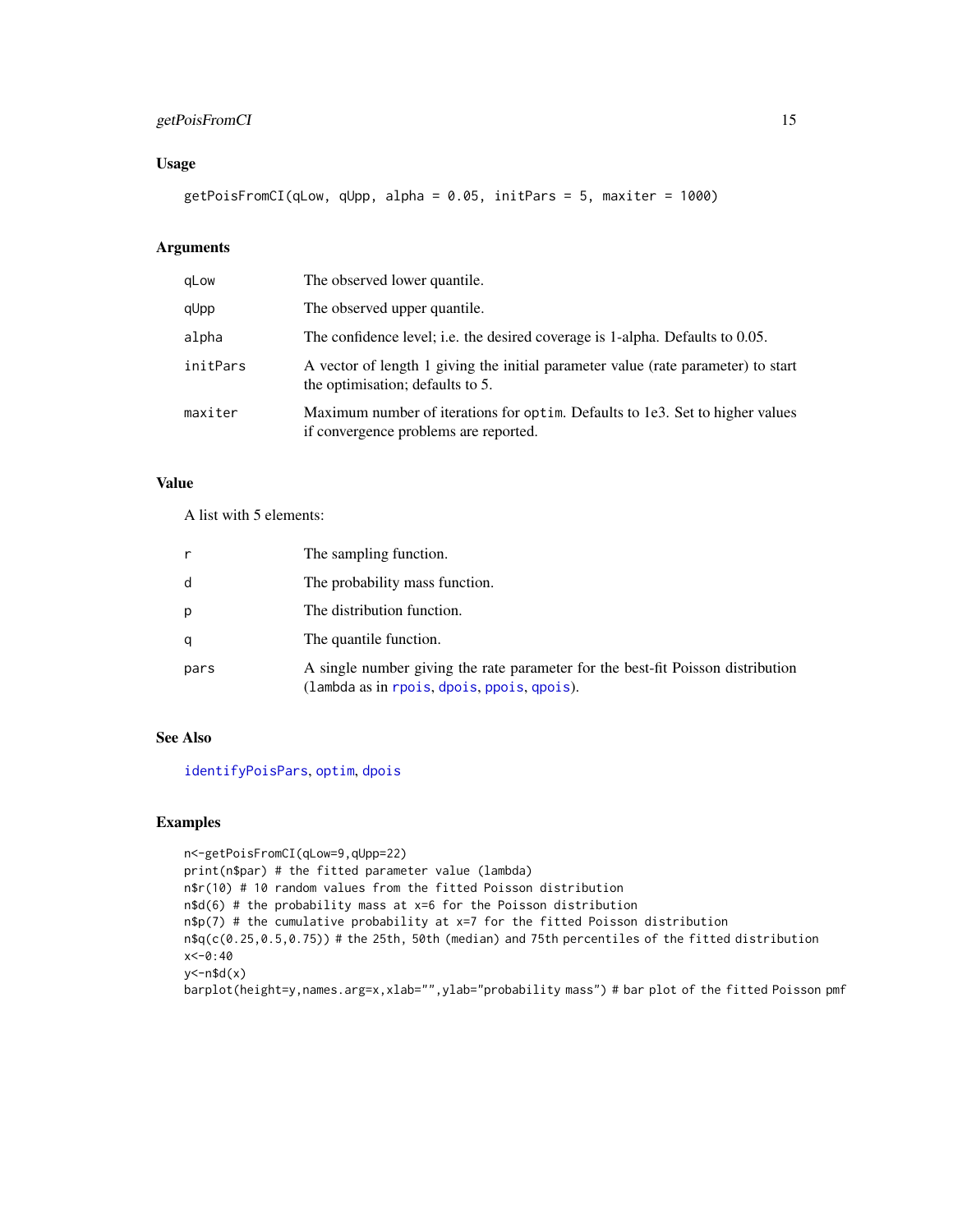### Usage

```
getPoisFromCI(qLow, qUpp, alpha = 0.05, initPars = 5, maxiter = 1000)
```

### Arguments

| | |
|---|---|
| qLow | The observed lower quantile. |
| qUpp | The observed upper quantile. |
| alpha | The confidence level; i.e. the desired coverage is 1-alpha. Defaults to 0.05. |
| initPars | A vector of length 1 giving the initial parameter value (rate parameter) to start the optimisation; defaults to 5. |
| maxiter | Maximum number of iterations for `optim`. Defaults to 1e3. Set to higher values if convergence problems are reported. |

### Value

A list with 5 elements:

| | |
|---|---|
| r | The sampling function. |
| d | The probability mass function. |
| p | The distribution function. |
| q | The quantile function. |
| pars | A single number giving the rate parameter for the best-fit Poisson distribution (`lambda` as in `rpois`, `dpois`, `ppois`, `qpois`). |

### See Also

`identifyPoisPars`, `optim`, `dpois`

### Examples

```
n<-getPoisFromCI(qLow=9,qUpp=22)
print(n$par) # the fitted parameter value (lambda)
n$r(10) # 10 random values from the fitted Poisson distribution
n$d(6) # the probability mass at x=6 for the Poisson distribution
n$p(7) # the cumulative probability at x=7 for the fitted Poisson distribution
n$q(c(0.25,0.5,0.75)) # the 25th, 50th (median) and 75th percentiles of the fitted distribution
x<-0:40
y<-n$d(x)
barplot(height=y,names.arg=x,xlab="",ylab="probability mass") # bar plot of the fitted Poisson pmf
```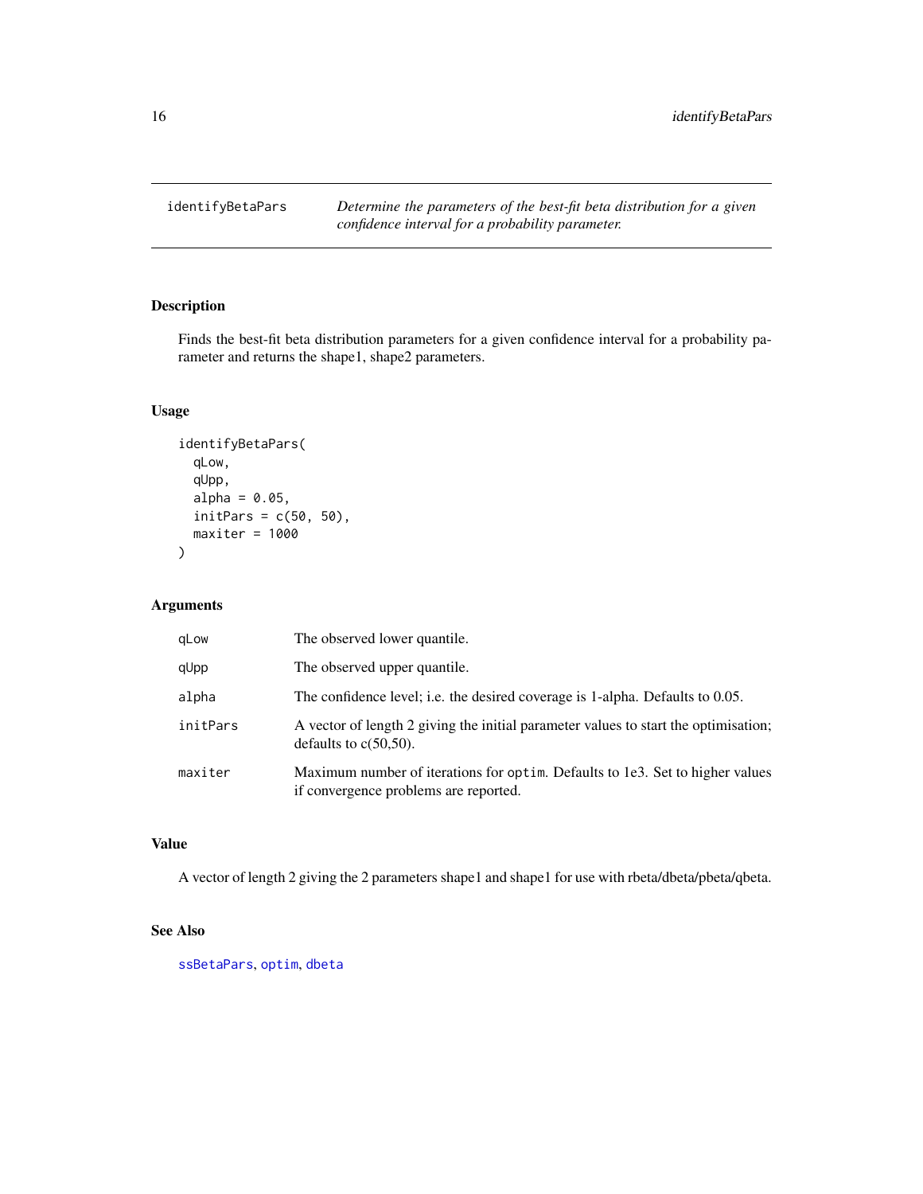## identifyBetaPars

*Determine the parameters of the best-fit beta distribution for a given confidence interval for a probability parameter.*

### Description

Finds the best-fit beta distribution parameters for a given confidence interval for a probability parameter and returns the shape1, shape2 parameters.

### Usage

```
identifyBetaPars(
  qLow,
  qUpp,
  alpha = 0.05,
  initPars = c(50, 50),
  maxiter = 1000
)
```

### Arguments

| | |
|---|---|
| qLow | The observed lower quantile. |
| qUpp | The observed upper quantile. |
| alpha | The confidence level; i.e. the desired coverage is 1-alpha. Defaults to 0.05. |
| initPars | A vector of length 2 giving the initial parameter values to start the optimisation; defaults to c(50,50). |
| maxiter | Maximum number of iterations for `optim`. Defaults to 1e3. Set to higher values if convergence problems are reported. |

### Value

A vector of length 2 giving the 2 parameters shape1 and shape1 for use with rbeta/dbeta/pbeta/qbeta.

### See Also

`ssBetaPars`, `optim`, `dbeta`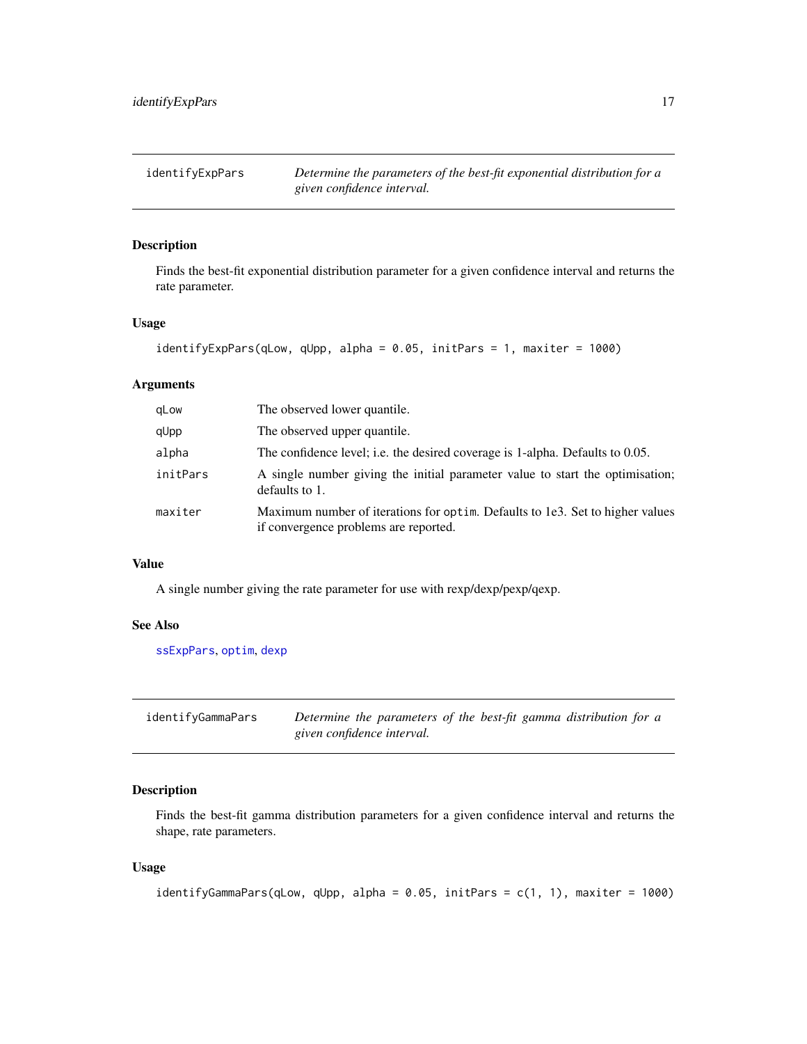## identifyExpPars

*Determine the parameters of the best-fit exponential distribution for a given confidence interval.*

### Description

Finds the best-fit exponential distribution parameter for a given confidence interval and returns the rate parameter.

### Usage

```
identifyExpPars(qLow, qUpp, alpha = 0.05, initPars = 1, maxiter = 1000)
```

### Arguments

| | |
|---|---|
| `qLow` | The observed lower quantile. |
| `qUpp` | The observed upper quantile. |
| `alpha` | The confidence level; i.e. the desired coverage is 1-alpha. Defaults to 0.05. |
| `initPars` | A single number giving the initial parameter value to start the optimisation; defaults to 1. |
| `maxiter` | Maximum number of iterations for `optim`. Defaults to 1e3. Set to higher values if convergence problems are reported. |

### Value

A single number giving the rate parameter for use with rexp/dexp/pexp/qexp.

### See Also

`ssExpPars`, `optim`, `dexp`

## identifyGammaPars

*Determine the parameters of the best-fit gamma distribution for a given confidence interval.*

### Description

Finds the best-fit gamma distribution parameters for a given confidence interval and returns the shape, rate parameters.

### Usage

```
identifyGammaPars(qLow, qUpp, alpha = 0.05, initPars = c(1, 1), maxiter = 1000)
```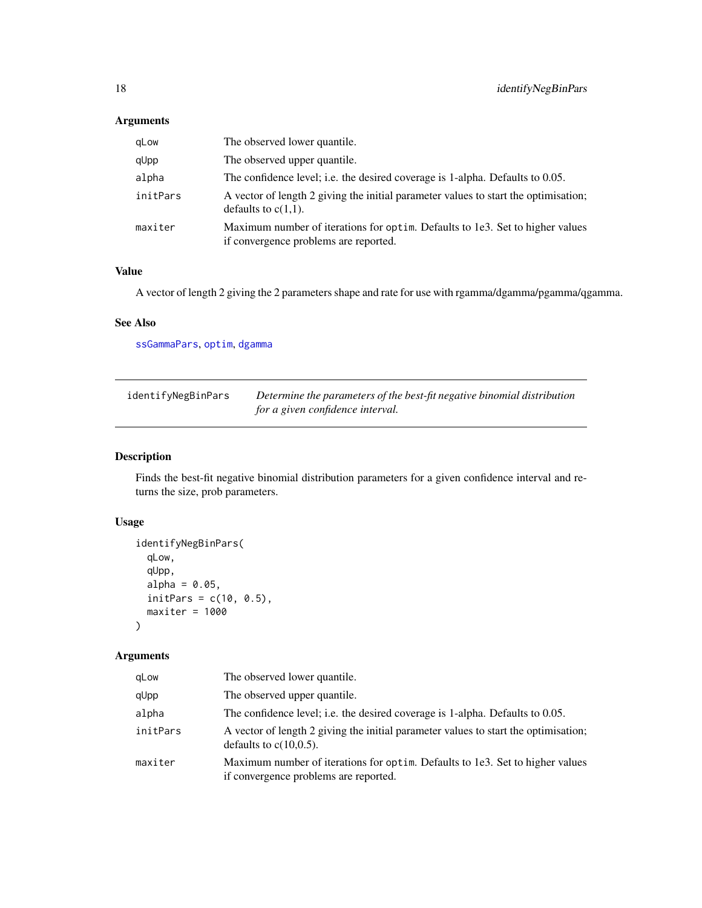### Arguments

| | |
|---|---|
| qLow | The observed lower quantile. |
| qUpp | The observed upper quantile. |
| alpha | The confidence level; i.e. the desired coverage is 1-alpha. Defaults to 0.05. |
| initPars | A vector of length 2 giving the initial parameter values to start the optimisation; defaults to c(1,1). |
| maxiter | Maximum number of iterations for `optim`. Defaults to 1e3. Set to higher values if convergence problems are reported. |

### Value

A vector of length 2 giving the 2 parameters shape and rate for use with rgamma/dgamma/pgamma/qgamma.

### See Also

`ssGammaPars`, `optim`, `dgamma`

---

## identifyNegBinPars

*Determine the parameters of the best-fit negative binomial distribution for a given confidence interval.*

### Description

Finds the best-fit negative binomial distribution parameters for a given confidence interval and returns the size, prob parameters.

### Usage

```
identifyNegBinPars(
  qLow,
  qUpp,
  alpha = 0.05,
  initPars = c(10, 0.5),
  maxiter = 1000
)
```

### Arguments

| | |
|---|---|
| qLow | The observed lower quantile. |
| qUpp | The observed upper quantile. |
| alpha | The confidence level; i.e. the desired coverage is 1-alpha. Defaults to 0.05. |
| initPars | A vector of length 2 giving the initial parameter values to start the optimisation; defaults to c(10,0.5). |
| maxiter | Maximum number of iterations for `optim`. Defaults to 1e3. Set to higher values if convergence problems are reported. |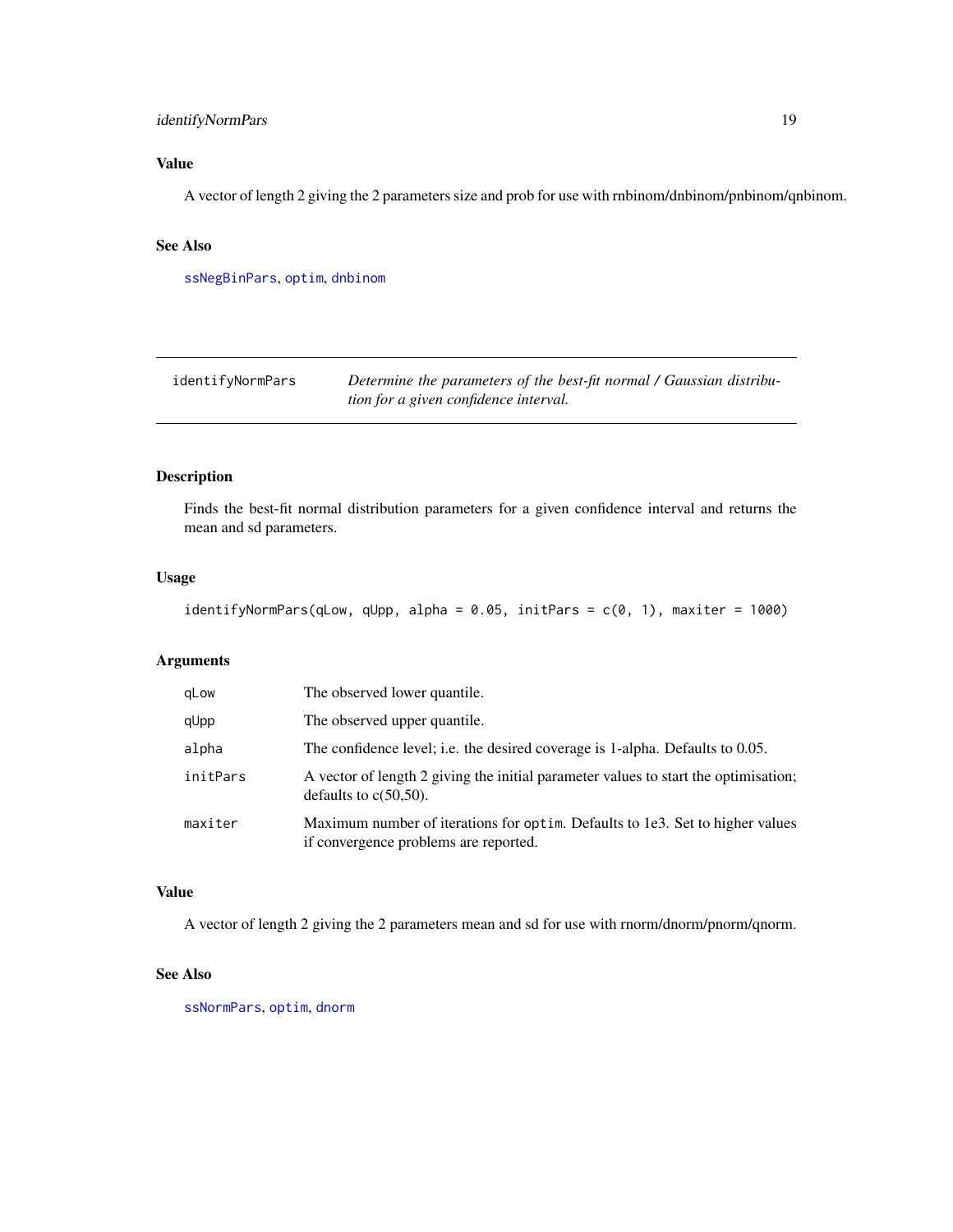## Value

A vector of length 2 giving the 2 parameters size and prob for use with rnbinom/dnbinom/pnbinom/qnbinom.

## See Also

ssNegBinPars, optim, dnbinom

---

# identifyNormPars

*Determine the parameters of the best-fit normal / Gaussian distribution for a given confidence interval.*

---

## Description

Finds the best-fit normal distribution parameters for a given confidence interval and returns the mean and sd parameters.

## Usage

```
identifyNormPars(qLow, qUpp, alpha = 0.05, initPars = c(0, 1), maxiter = 1000)
```

## Arguments

| | |
|---|---|
| qLow | The observed lower quantile. |
| qUpp | The observed upper quantile. |
| alpha | The confidence level; i.e. the desired coverage is 1-alpha. Defaults to 0.05. |
| initPars | A vector of length 2 giving the initial parameter values to start the optimisation; defaults to c(50,50). |
| maxiter | Maximum number of iterations for `optim`. Defaults to 1e3. Set to higher values if convergence problems are reported. |

## Value

A vector of length 2 giving the 2 parameters mean and sd for use with rnorm/dnorm/pnorm/qnorm.

## See Also

ssNormPars, optim, dnorm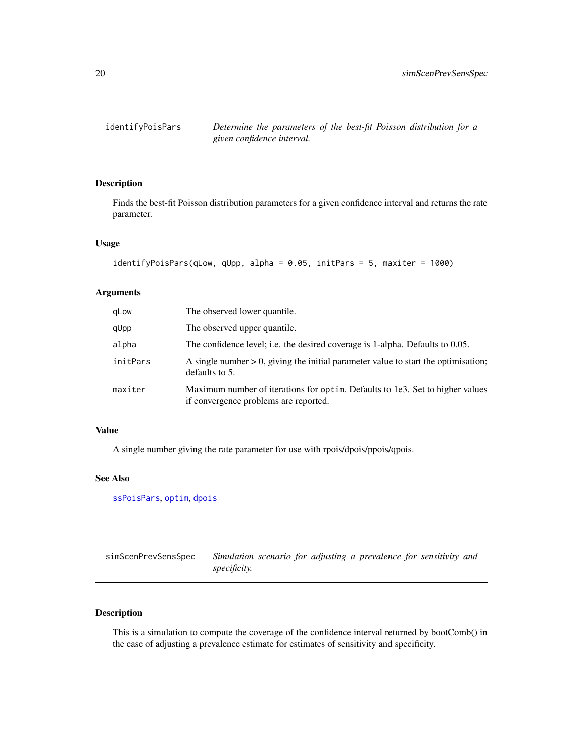## identifyPoisPars

*Determine the parameters of the best-fit Poisson distribution for a given confidence interval.*

### Description

Finds the best-fit Poisson distribution parameters for a given confidence interval and returns the rate parameter.

### Usage

```
identifyPoisPars(qLow, qUpp, alpha = 0.05, initPars = 5, maxiter = 1000)
```

### Arguments

| | |
|---|---|
| qLow | The observed lower quantile. |
| qUpp | The observed upper quantile. |
| alpha | The confidence level; i.e. the desired coverage is 1-alpha. Defaults to 0.05. |
| initPars | A single number > 0, giving the initial parameter value to start the optimisation; defaults to 5. |
| maxiter | Maximum number of iterations for `optim`. Defaults to 1e3. Set to higher values if convergence problems are reported. |

### Value

A single number giving the rate parameter for use with rpois/dpois/ppois/qpois.

### See Also

ssPoisPars, optim, dpois

## simScenPrevSensSpec

*Simulation scenario for adjusting a prevalence for sensitivity and specificity.*

### Description

This is a simulation to compute the coverage of the confidence interval returned by bootComb() in the case of adjusting a prevalence estimate for estimates of sensitivity and specificity.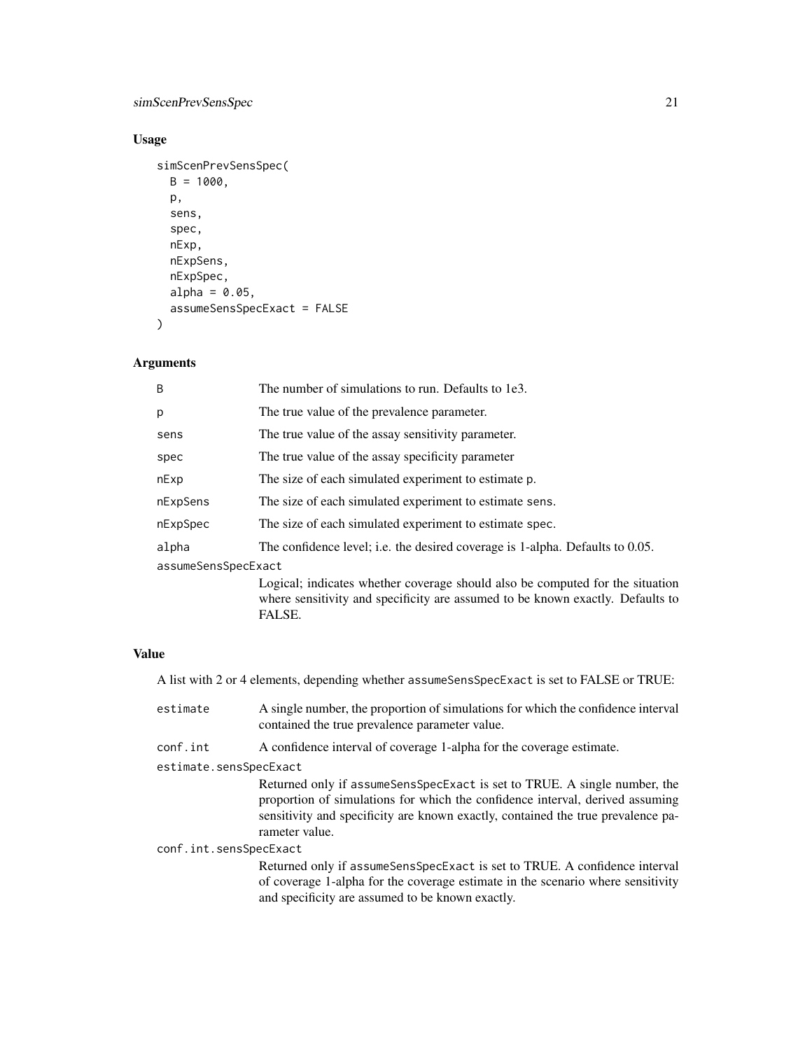## Usage

```
simScenPrevSensSpec(
  B = 1000,
  p,
  sens,
  spec,
  nExp,
  nExpSens,
  nExpSpec,
  alpha = 0.05,
  assumeSensSpecExact = FALSE
)
```

## Arguments

| Argument | Description |
|---|---|
| `B` | The number of simulations to run. Defaults to 1e3. |
| `p` | The true value of the prevalence parameter. |
| `sens` | The true value of the assay sensitivity parameter. |
| `spec` | The true value of the assay specificity parameter |
| `nExp` | The size of each simulated experiment to estimate `p`. |
| `nExpSens` | The size of each simulated experiment to estimate `sens`. |
| `nExpSpec` | The size of each simulated experiment to estimate `spec`. |
| `alpha` | The confidence level; i.e. the desired coverage is 1-alpha. Defaults to 0.05. |
| `assumeSensSpecExact` | Logical; indicates whether coverage should also be computed for the situation where sensitivity and specificity are assumed to be known exactly. Defaults to FALSE. |

## Value

A list with 2 or 4 elements, depending whether `assumeSensSpecExact` is set to FALSE or TRUE:

| Element | Description |
|---|---|
| `estimate` | A single number, the proportion of simulations for which the confidence interval contained the true prevalence parameter value. |
| `conf.int` | A confidence interval of coverage 1-alpha for the coverage estimate. |
| `estimate.sensSpecExact` | Returned only if `assumeSensSpecExact` is set to TRUE. A single number, the proportion of simulations for which the confidence interval, derived assuming sensitivity and specificity are known exactly, contained the true prevalence parameter value. |
| `conf.int.sensSpecExact` | Returned only if `assumeSensSpecExact` is set to TRUE. A confidence interval of coverage 1-alpha for the coverage estimate in the scenario where sensitivity and specificity are assumed to be known exactly. |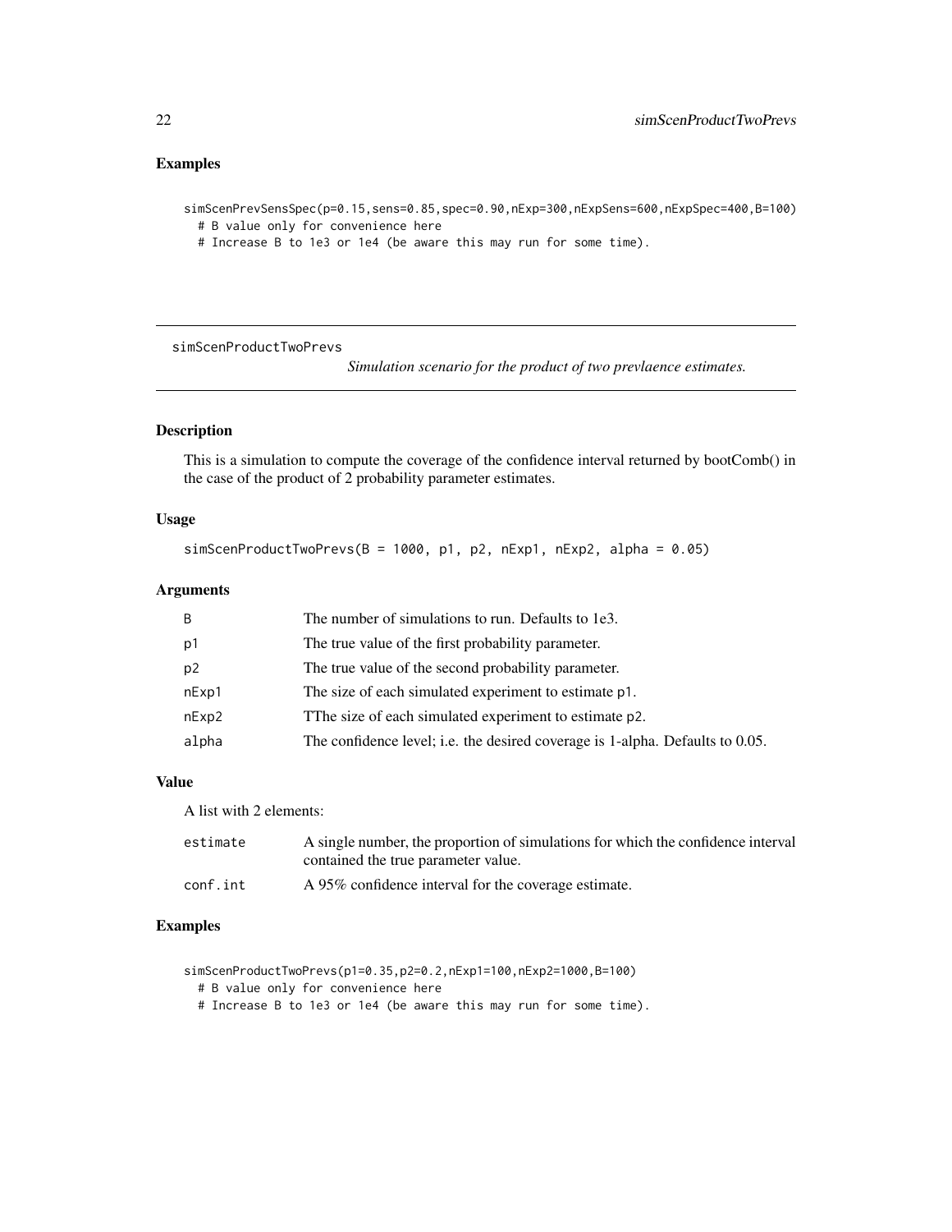## Examples

```
simScenPrevSensSpec(p=0.15,sens=0.85,spec=0.90,nExp=300,nExpSens=600,nExpSpec=400,B=100)
  # B value only for convenience here
  # Increase B to 1e3 or 1e4 (be aware this may run for some time).
```

---

# simScenProductTwoPrevs

*Simulation scenario for the product of two prevlaence estimates.*

---

## Description

This is a simulation to compute the coverage of the confidence interval returned by bootComb() in the case of the product of 2 probability parameter estimates.

## Usage

```
simScenProductTwoPrevs(B = 1000, p1, p2, nExp1, nExp2, alpha = 0.05)
```

## Arguments

| | |
|---|---|
| B | The number of simulations to run. Defaults to 1e3. |
| p1 | The true value of the first probability parameter. |
| p2 | The true value of the second probability parameter. |
| nExp1 | The size of each simulated experiment to estimate p1. |
| nExp2 | TThe size of each simulated experiment to estimate p2. |
| alpha | The confidence level; i.e. the desired coverage is 1-alpha. Defaults to 0.05. |

## Value

A list with 2 elements:

| | |
|---|---|
| estimate | A single number, the proportion of simulations for which the confidence interval contained the true parameter value. |
| conf.int | A 95% confidence interval for the coverage estimate. |

## Examples

```
simScenProductTwoPrevs(p1=0.35,p2=0.2,nExp1=100,nExp2=1000,B=100)
  # B value only for convenience here
  # Increase B to 1e3 or 1e4 (be aware this may run for some time).
```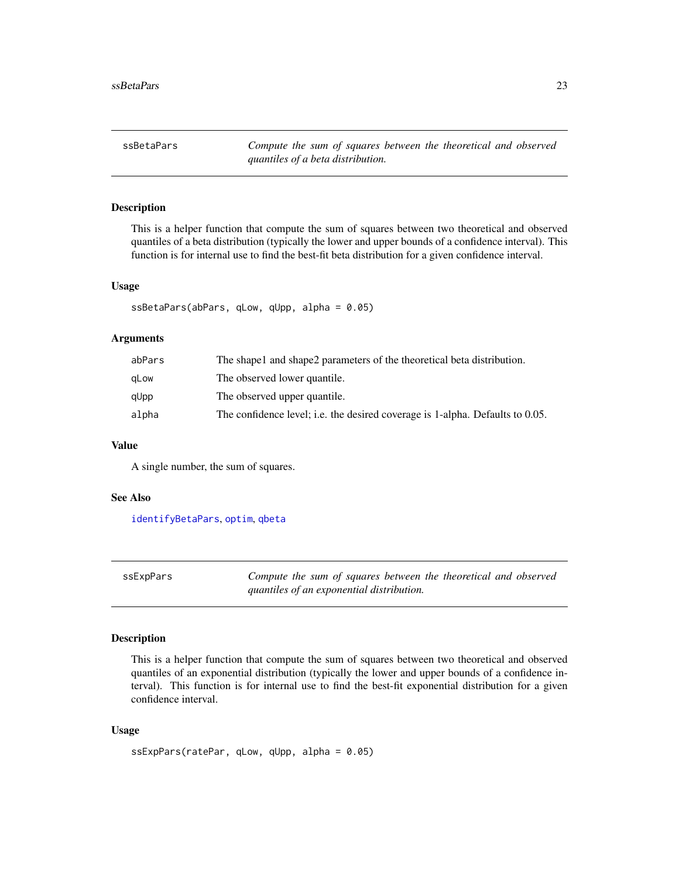## ssBetaPars — *Compute the sum of squares between the theoretical and observed quantiles of a beta distribution.*

### Description

This is a helper function that compute the sum of squares between two theoretical and observed quantiles of a beta distribution (typically the lower and upper bounds of a confidence interval). This function is for internal use to find the best-fit beta distribution for a given confidence interval.

### Usage

```
ssBetaPars(abPars, qLow, qUpp, alpha = 0.05)
```

### Arguments

| | |
|---|---|
| `abPars` | The shape1 and shape2 parameters of the theoretical beta distribution. |
| `qLow` | The observed lower quantile. |
| `qUpp` | The observed upper quantile. |
| `alpha` | The confidence level; i.e. the desired coverage is 1-alpha. Defaults to 0.05. |

### Value

A single number, the sum of squares.

### See Also

`identifyBetaPars`, `optim`, `qbeta`

## ssExpPars — *Compute the sum of squares between the theoretical and observed quantiles of an exponential distribution.*

### Description

This is a helper function that compute the sum of squares between two theoretical and observed quantiles of an exponential distribution (typically the lower and upper bounds of a confidence interval). This function is for internal use to find the best-fit exponential distribution for a given confidence interval.

### Usage

```
ssExpPars(ratePar, qLow, qUpp, alpha = 0.05)
```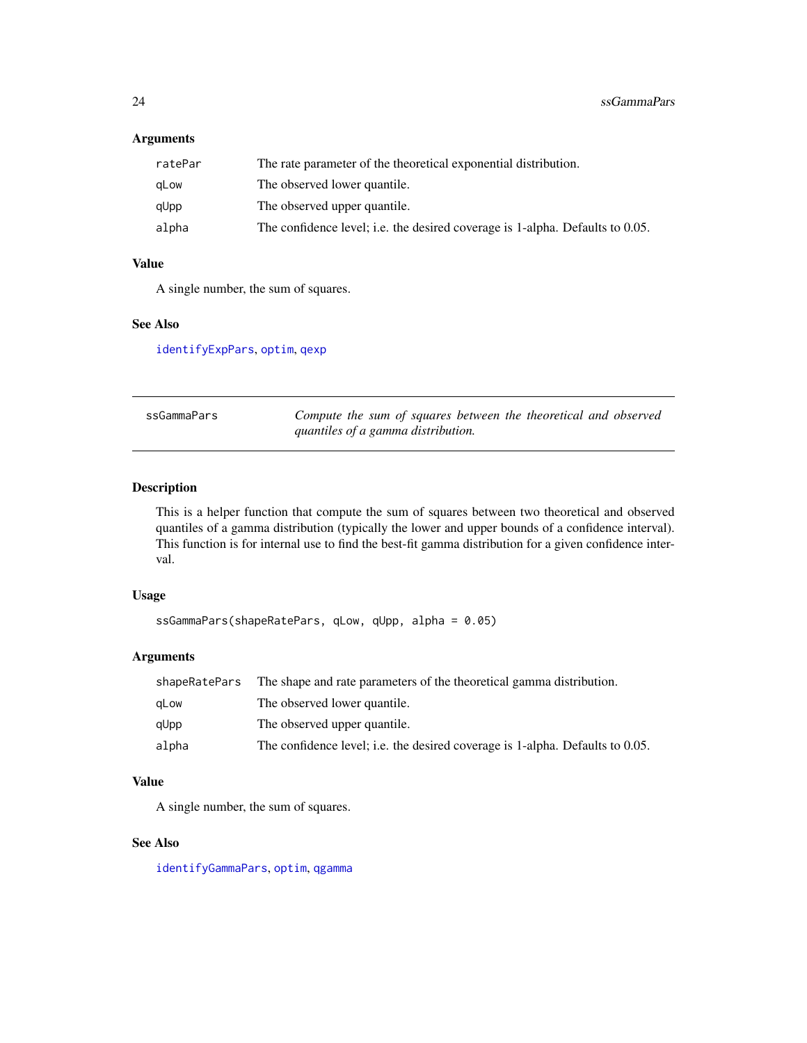### Arguments

| | |
|---|---|
| ratePar | The rate parameter of the theoretical exponential distribution. |
| qLow | The observed lower quantile. |
| qUpp | The observed upper quantile. |
| alpha | The confidence level; i.e. the desired coverage is 1-alpha. Defaults to 0.05. |

### Value

A single number, the sum of squares.

### See Also

identifyExpPars, optim, qexp

---

## ssGammaPars — *Compute the sum of squares between the theoretical and observed quantiles of a gamma distribution.*

---

### Description

This is a helper function that compute the sum of squares between two theoretical and observed quantiles of a gamma distribution (typically the lower and upper bounds of a confidence interval). This function is for internal use to find the best-fit gamma distribution for a given confidence interval.

### Usage

```
ssGammaPars(shapeRatePars, qLow, qUpp, alpha = 0.05)
```

### Arguments

| | |
|---|---|
| shapeRatePars | The shape and rate parameters of the theoretical gamma distribution. |
| qLow | The observed lower quantile. |
| qUpp | The observed upper quantile. |
| alpha | The confidence level; i.e. the desired coverage is 1-alpha. Defaults to 0.05. |

### Value

A single number, the sum of squares.

### See Also

identifyGammaPars, optim, qgamma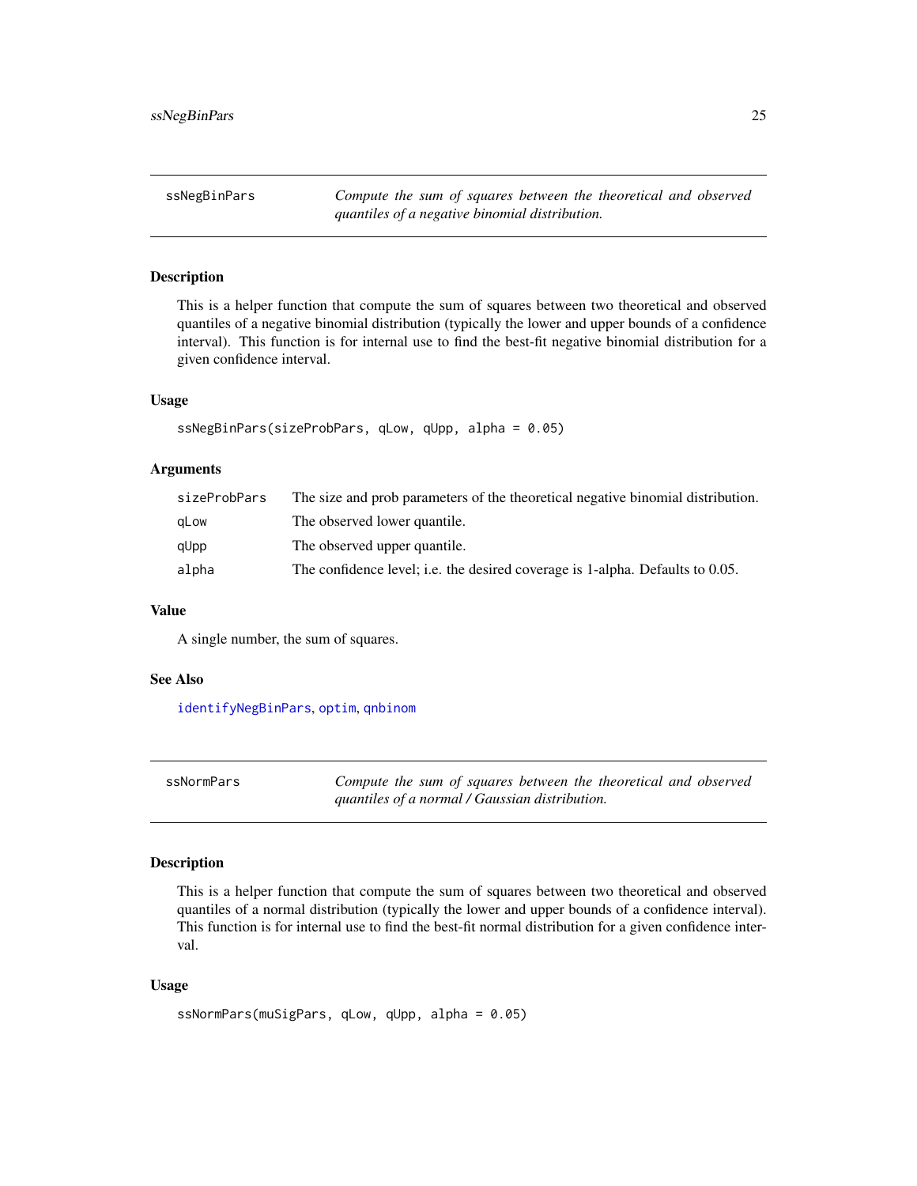## ssNegBinPars

*Compute the sum of squares between the theoretical and observed quantiles of a negative binomial distribution.*

### Description

This is a helper function that compute the sum of squares between two theoretical and observed quantiles of a negative binomial distribution (typically the lower and upper bounds of a confidence interval). This function is for internal use to find the best-fit negative binomial distribution for a given confidence interval.

### Usage

```
ssNegBinPars(sizeProbPars, qLow, qUpp, alpha = 0.05)
```

### Arguments

| | |
|---|---|
| `sizeProbPars` | The size and prob parameters of the theoretical negative binomial distribution. |
| `qLow` | The observed lower quantile. |
| `qUpp` | The observed upper quantile. |
| `alpha` | The confidence level; i.e. the desired coverage is 1-alpha. Defaults to 0.05. |

### Value

A single number, the sum of squares.

### See Also

`identifyNegBinPars`, `optim`, `qnbinom`

## ssNormPars

*Compute the sum of squares between the theoretical and observed quantiles of a normal / Gaussian distribution.*

### Description

This is a helper function that compute the sum of squares between two theoretical and observed quantiles of a normal distribution (typically the lower and upper bounds of a confidence interval). This function is for internal use to find the best-fit normal distribution for a given confidence interval.

### Usage

```
ssNormPars(muSigPars, qLow, qUpp, alpha = 0.05)
```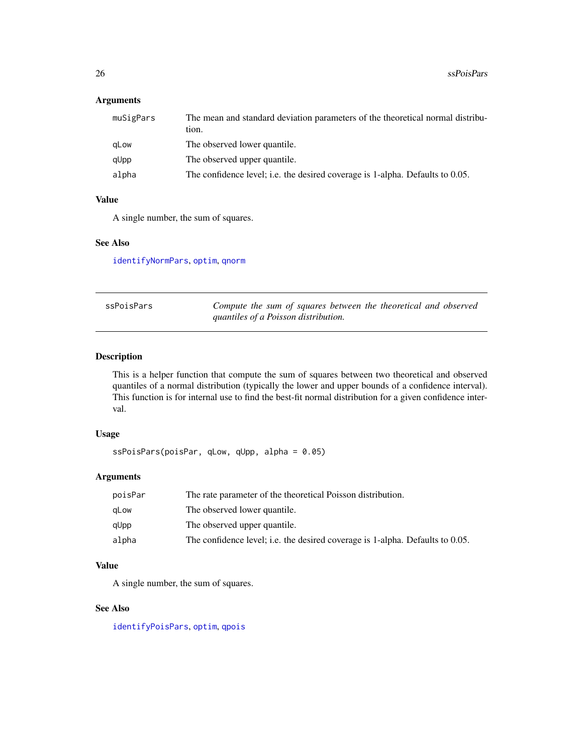### Arguments

| | |
|---|---|
| muSigPars | The mean and standard deviation parameters of the theoretical normal distribution. |
| qLow | The observed lower quantile. |
| qUpp | The observed upper quantile. |
| alpha | The confidence level; i.e. the desired coverage is 1-alpha. Defaults to 0.05. |

### Value

A single number, the sum of squares.

### See Also

identifyNormPars, optim, qnorm

---

## ssPoisPars — *Compute the sum of squares between the theoretical and observed quantiles of a Poisson distribution.*

---

### Description

This is a helper function that compute the sum of squares between two theoretical and observed quantiles of a normal distribution (typically the lower and upper bounds of a confidence interval). This function is for internal use to find the best-fit normal distribution for a given confidence interval.

### Usage

```
ssPoisPars(poisPar, qLow, qUpp, alpha = 0.05)
```

### Arguments

| | |
|---|---|
| poisPar | The rate parameter of the theoretical Poisson distribution. |
| qLow | The observed lower quantile. |
| qUpp | The observed upper quantile. |
| alpha | The confidence level; i.e. the desired coverage is 1-alpha. Defaults to 0.05. |

### Value

A single number, the sum of squares.

### See Also

identifyPoisPars, optim, qpois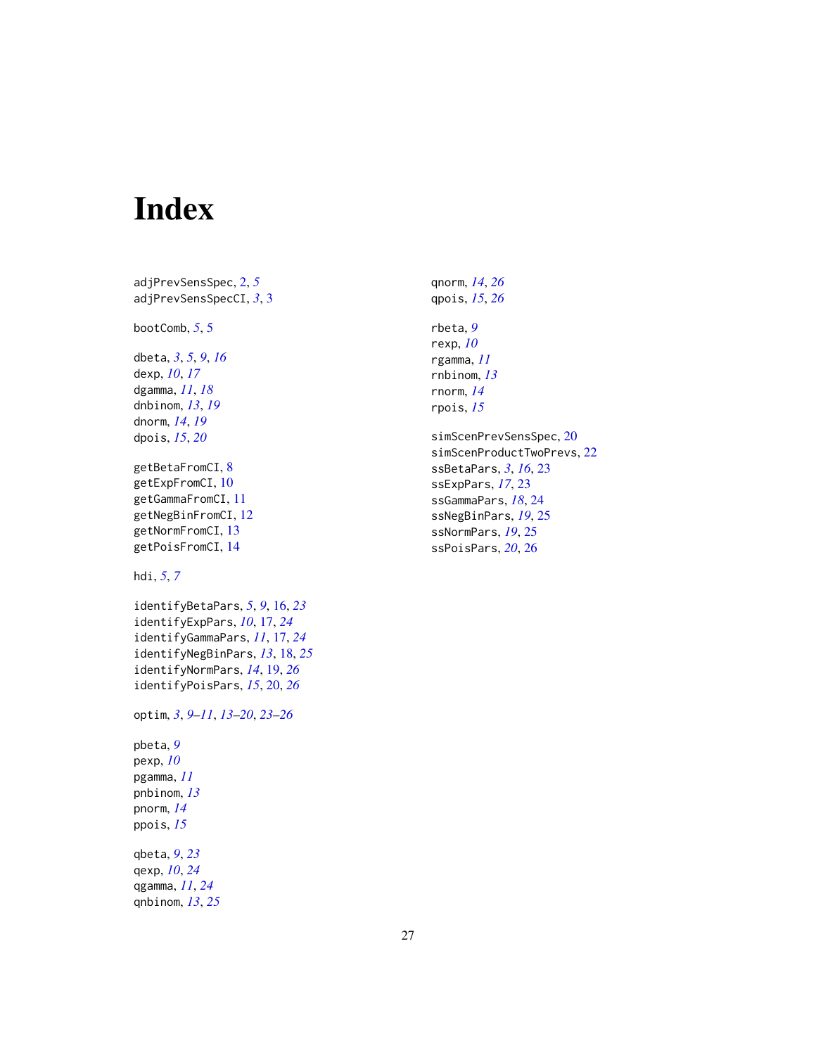# Index

adjPrevSensSpec, 2, *5*
adjPrevSensSpecCI, *3*, 3

bootComb, *5*, 5

dbeta, *3*, *5*, *9*, *16*
dexp, *10*, *17*
dgamma, *11*, *18*
dnbinom, *13*, *19*
dnorm, *14*, *19*
dpois, *15*, *20*

getBetaFromCI, 8
getExpFromCI, 10
getGammaFromCI, 11
getNegBinFromCI, 12
getNormFromCI, 13
getPoisFromCI, 14

hdi, *5*, *7*

identifyBetaPars, *5*, *9*, 16, *23*
identifyExpPars, *10*, 17, *24*
identifyGammaPars, *11*, 17, *24*
identifyNegBinPars, *13*, 18, *25*
identifyNormPars, *14*, 19, *26*
identifyPoisPars, *15*, 20, *26*

optim, *3*, *9–11*, *13–20*, *23–26*

pbeta, *9*
pexp, *10*
pgamma, *11*
pnbinom, *13*
pnorm, *14*
ppois, *15*

qbeta, *9*, *23*
qexp, *10*, *24*
qgamma, *11*, *24*
qnbinom, *13*, *25*
qnorm, *14*, *26*
qpois, *15*, *26*

rbeta, *9*
rexp, *10*
rgamma, *11*
rnbinom, *13*
rnorm, *14*
rpois, *15*

simScenPrevSensSpec, 20
simScenProductTwoPrevs, 22
ssBetaPars, *3*, *16*, 23
ssExpPars, *17*, 23
ssGammaPars, *18*, 24
ssNegBinPars, *19*, 25
ssNormPars, *19*, 25
ssPoisPars, *20*, 26